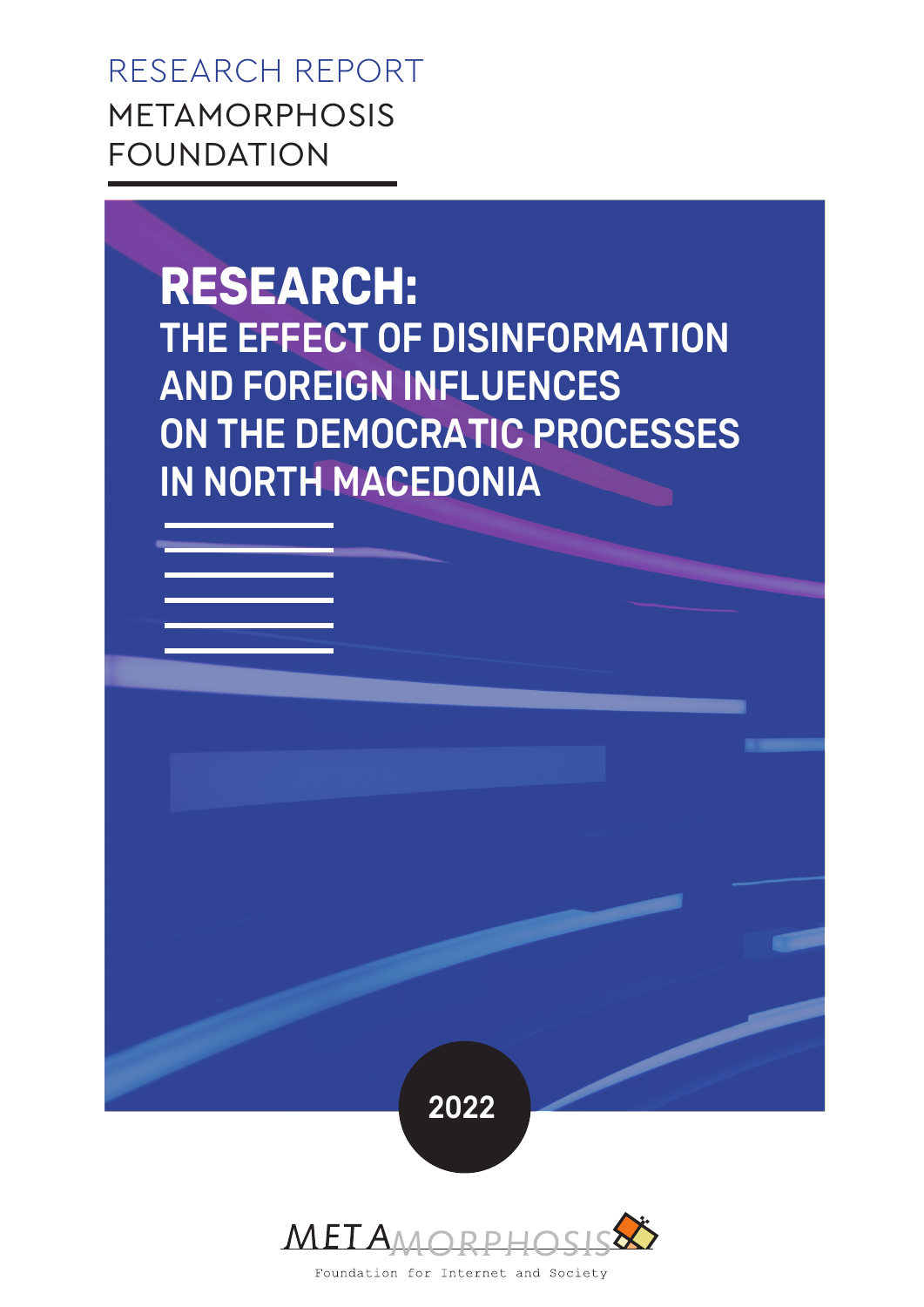RESEARCH REPORT

METAMORPHOSIS FOUNDATION

# RESEARCH:

## THE EFFECT OF DISINFORMATION AND FOREIGN INFLUENCES ON THE DEMOCRATIC PROCESSES IN NORTH MACEDONIA

2022

METAMORPHOSIS

Foundation for Internet and Society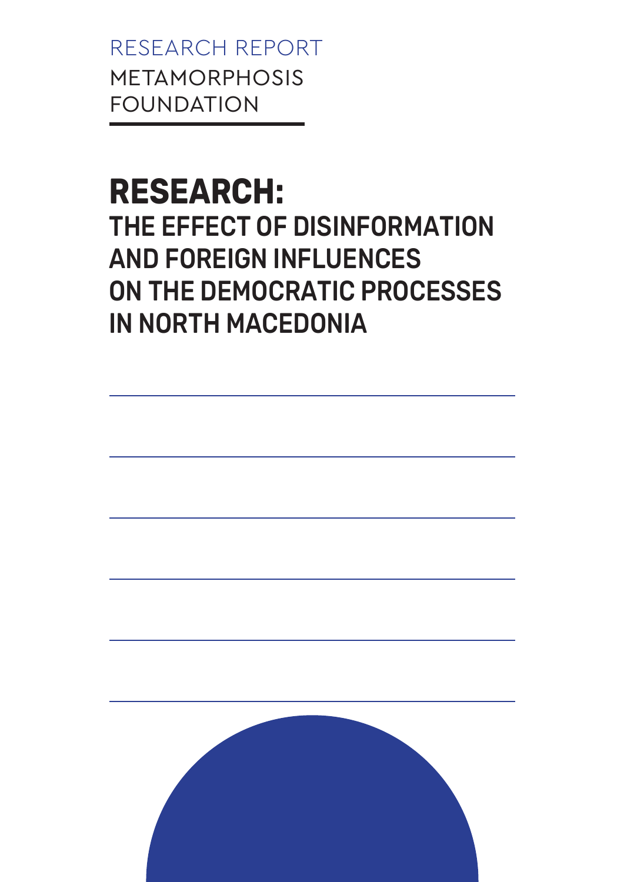RESEARCH REPORT

METAMORPHOSIS FOUNDATION

# RESEARCH:

## THE EFFECT OF DISINFORMATION AND FOREIGN INFLUENCES ON THE DEMOCRATIC PROCESSES IN NORTH MACEDONIA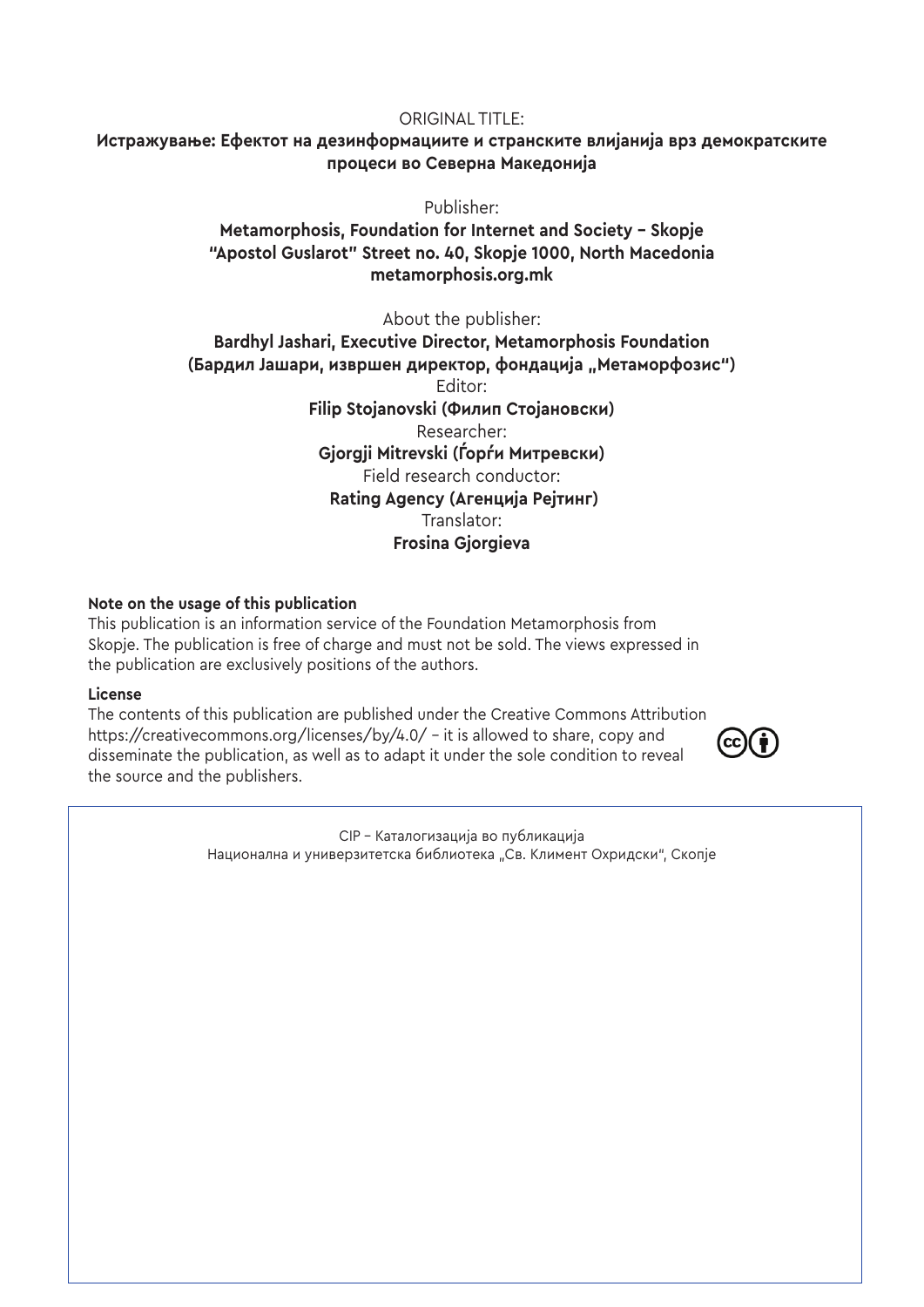ORIGINAL TITLE:

**Истражување: Ефектот на дезинформациите и странските влијанија врз демократските процеси во Северна Македонија**

Publisher:

**Metamorphosis, Foundation for Internet and Society – Skopje**
**"Apostol Guslarot" Street no. 40, Skopje 1000, North Macedonia**
**metamorphosis.org.mk**

About the publisher:

**Bardhyl Jashari, Executive Director, Metamorphosis Foundation**
**(Бардил Јашари, извршен директор, фондација „Метаморфозис")**

Editor:

**Filip Stojanovski (Филип Стојановски)**

Researcher:

**Gjorgji Mitrevski (Ѓорѓи Митревски)**

Field research conductor:

**Rating Agency (Агенција Рејтинг)**

Translator:

**Frosina Gjorgieva**

**Note on the usage of this publication**

This publication is an information service of the Foundation Metamorphosis from Skopje. The publication is free of charge and must not be sold. The views expressed in the publication are exclusively positions of the authors.

**License**

The contents of this publication are published under the Creative Commons Attribution https://creativecommons.org/licenses/by/4.0/ – it is allowed to share, copy and disseminate the publication, as well as to adapt it under the sole condition to reveal the source and the publishers.

CIP – Каталогизација во публикација
Национална и универзитетска библиотека „Св. Климент Охридски", Скопје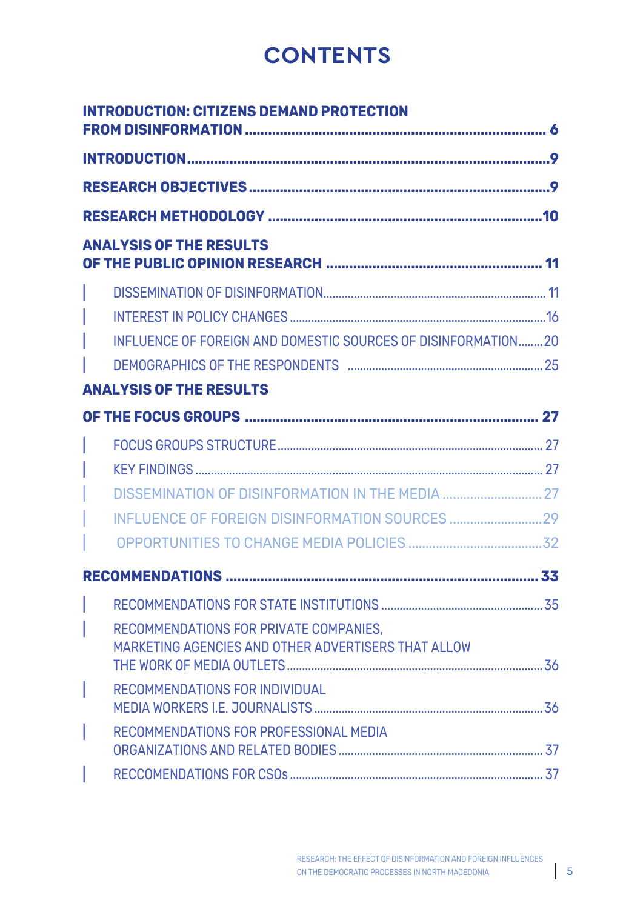# CONTENTS

**INTRODUCTION: CITIZENS DEMAND PROTECTION FROM DISINFORMATION** ........ 6

**INTRODUCTION** ........ 9

**RESEARCH OBJECTIVES** ........ 9

**RESEARCH METHODOLOGY** ........ 10

**ANALYSIS OF THE RESULTS OF THE PUBLIC OPINION RESEARCH** ........ 11

- DISSEMINATION OF DISINFORMATION ........ 11
- INTEREST IN POLICY CHANGES ........ 16
- INFLUENCE OF FOREIGN AND DOMESTIC SOURCES OF DISINFORMATION ........ 20
- DEMOGRAPHICS OF THE RESPONDENTS ........ 25

**ANALYSIS OF THE RESULTS OF THE FOCUS GROUPS** ........ 27

- FOCUS GROUPS STRUCTURE ........ 27
- KEY FINDINGS ........ 27
- DISSEMINATION OF DISINFORMATION IN THE MEDIA ........ 27
- INFLUENCE OF FOREIGN DISINFORMATION SOURCES ........ 29
- OPPORTUNITIES TO CHANGE MEDIA POLICIES ........ 32

**RECOMMENDATIONS** ........ 33

- RECOMMENDATIONS FOR STATE INSTITUTIONS ........ 35
- RECOMMENDATIONS FOR PRIVATE COMPANIES, MARKETING AGENCIES AND OTHER ADVERTISERS THAT ALLOW THE WORK OF MEDIA OUTLETS ........ 36
- RECOMMENDATIONS FOR INDIVIDUAL MEDIA WORKERS I.E. JOURNALISTS ........ 36
- RECOMMENDATIONS FOR PROFESSIONAL MEDIA ORGANIZATIONS AND RELATED BODIES ........ 37
- RECCOMENDATIONS FOR CSOs ........ 37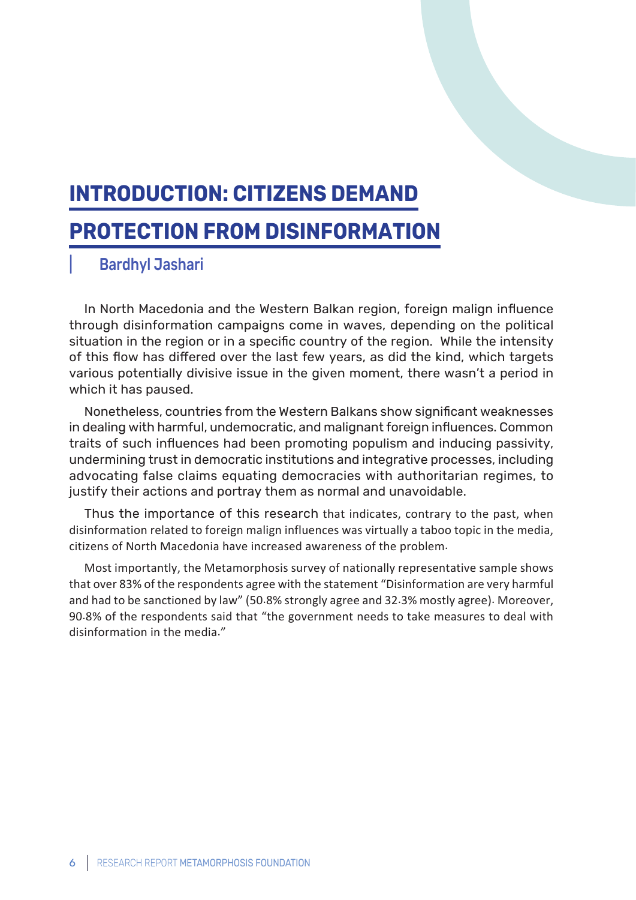# INTRODUCTION: CITIZENS DEMAND PROTECTION FROM DISINFORMATION

**Bardhyl Jashari**

In North Macedonia and the Western Balkan region, foreign malign influence through disinformation campaigns come in waves, depending on the political situation in the region or in a specific country of the region. While the intensity of this flow has differed over the last few years, as did the kind, which targets various potentially divisive issue in the given moment, there wasn't a period in which it has paused.

Nonetheless, countries from the Western Balkans show significant weaknesses in dealing with harmful, undemocratic, and malignant foreign influences. Common traits of such influences had been promoting populism and inducing passivity, undermining trust in democratic institutions and integrative processes, including advocating false claims equating democracies with authoritarian regimes, to justify their actions and portray them as normal and unavoidable.

Thus the importance of this research that indicates, contrary to the past, when disinformation related to foreign malign influences was virtually a taboo topic in the media, citizens of North Macedonia have increased awareness of the problem.

Most importantly, the Metamorphosis survey of nationally representative sample shows that over 83% of the respondents agree with the statement "Disinformation are very harmful and had to be sanctioned by law" (50.8% strongly agree and 32.3% mostly agree). Moreover, 90.8% of the respondents said that "the government needs to take measures to deal with disinformation in the media."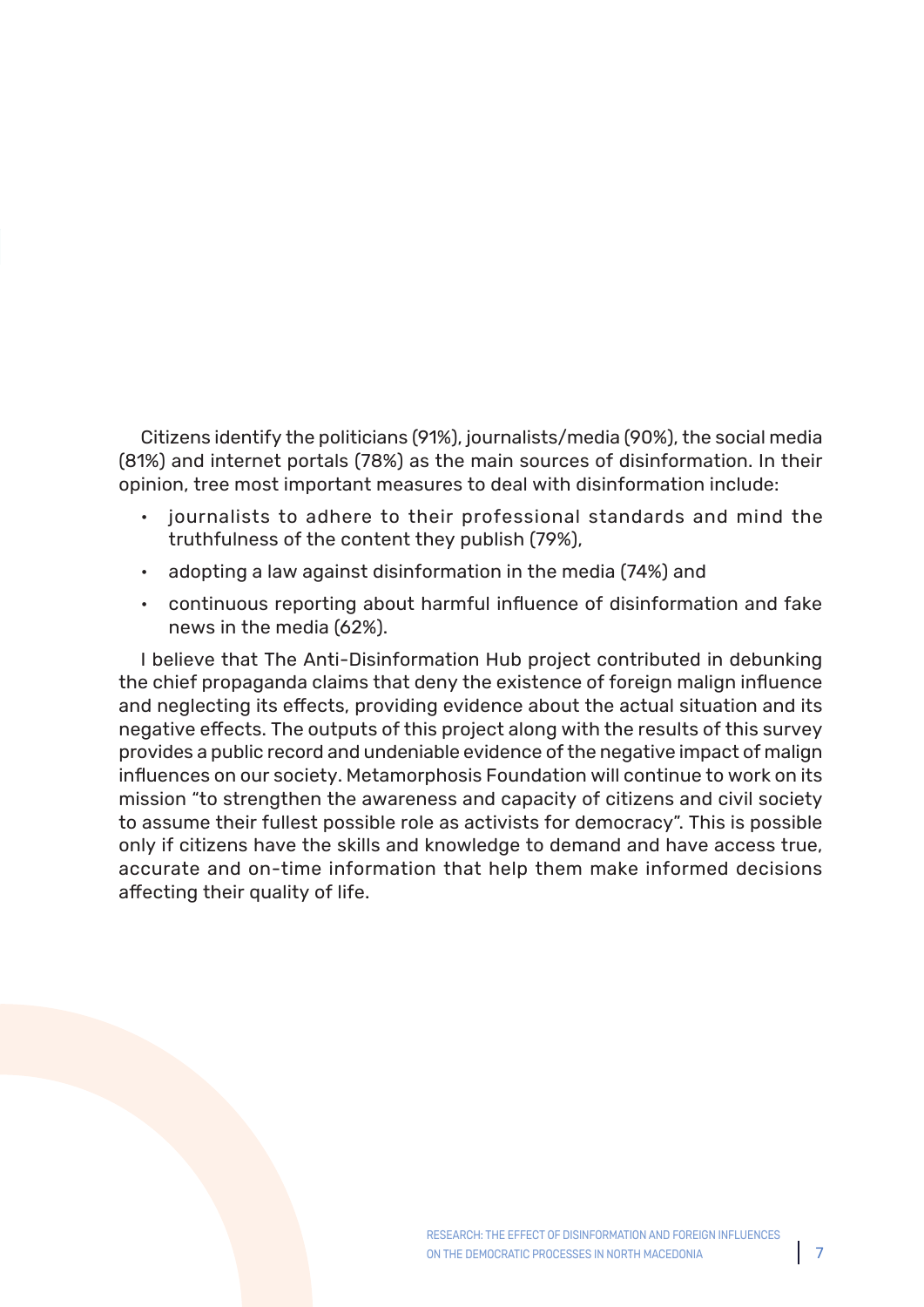Citizens identify the politicians (91%), journalists/media (90%), the social media (81%) and internet portals (78%) as the main sources of disinformation. In their opinion, tree most important measures to deal with disinformation include:

- journalists to adhere to their professional standards and mind the truthfulness of the content they publish (79%),
- adopting a law against disinformation in the media (74%) and
- continuous reporting about harmful influence of disinformation and fake news in the media (62%).

I believe that The Anti-Disinformation Hub project contributed in debunking the chief propaganda claims that deny the existence of foreign malign influence and neglecting its effects, providing evidence about the actual situation and its negative effects. The outputs of this project along with the results of this survey provides a public record and undeniable evidence of the negative impact of malign influences on our society. Metamorphosis Foundation will continue to work on its mission "to strengthen the awareness and capacity of citizens and civil society to assume their fullest possible role as activists for democracy". This is possible only if citizens have the skills and knowledge to demand and have access true, accurate and on-time information that help them make informed decisions affecting their quality of life.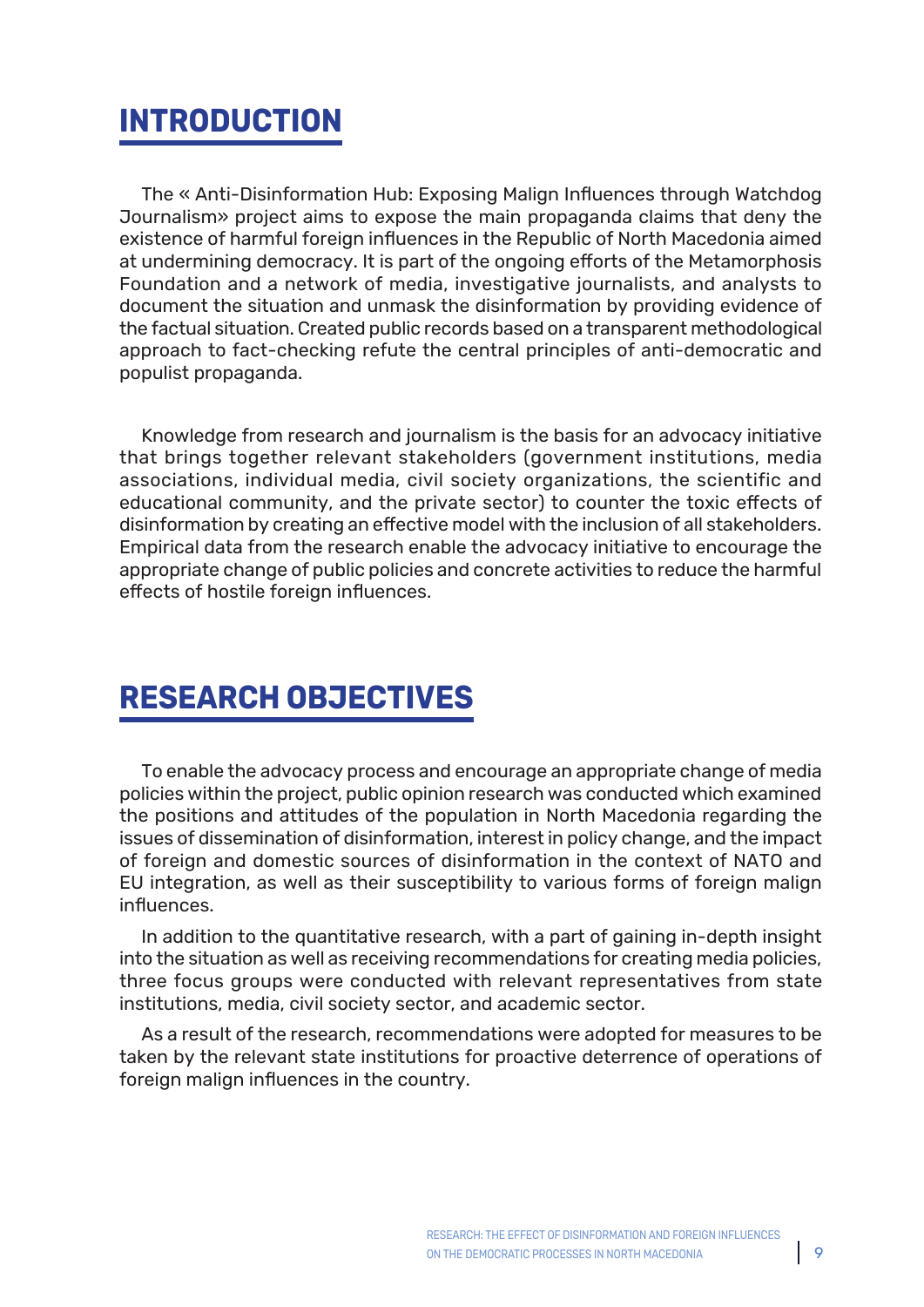# INTRODUCTION

The « Anti-Disinformation Hub: Exposing Malign Influences through Watchdog Journalism» project aims to expose the main propaganda claims that deny the existence of harmful foreign influences in the Republic of North Macedonia aimed at undermining democracy. It is part of the ongoing efforts of the Metamorphosis Foundation and a network of media, investigative journalists, and analysts to document the situation and unmask the disinformation by providing evidence of the factual situation. Created public records based on a transparent methodological approach to fact-checking refute the central principles of anti-democratic and populist propaganda.

Knowledge from research and journalism is the basis for an advocacy initiative that brings together relevant stakeholders (government institutions, media associations, individual media, civil society organizations, the scientific and educational community, and the private sector) to counter the toxic effects of disinformation by creating an effective model with the inclusion of all stakeholders. Empirical data from the research enable the advocacy initiative to encourage the appropriate change of public policies and concrete activities to reduce the harmful effects of hostile foreign influences.

# RESEARCH OBJECTIVES

To enable the advocacy process and encourage an appropriate change of media policies within the project, public opinion research was conducted which examined the positions and attitudes of the population in North Macedonia regarding the issues of dissemination of disinformation, interest in policy change, and the impact of foreign and domestic sources of disinformation in the context of NATO and EU integration, as well as their susceptibility to various forms of foreign malign influences.

In addition to the quantitative research, with a part of gaining in-depth insight into the situation as well as receiving recommendations for creating media policies, three focus groups were conducted with relevant representatives from state institutions, media, civil society sector, and academic sector.

As a result of the research, recommendations were adopted for measures to be taken by the relevant state institutions for proactive deterrence of operations of foreign malign influences in the country.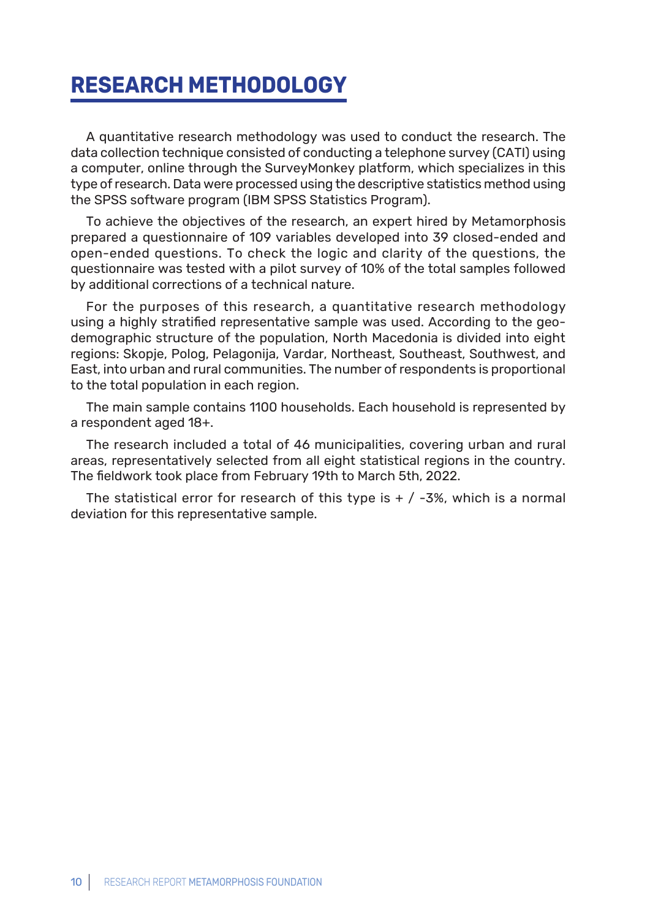# RESEARCH METHODOLOGY

A quantitative research methodology was used to conduct the research. The data collection technique consisted of conducting a telephone survey (CATI) using a computer, online through the SurveyMonkey platform, which specializes in this type of research. Data were processed using the descriptive statistics method using the SPSS software program (IBM SPSS Statistics Program).

To achieve the objectives of the research, an expert hired by Metamorphosis prepared a questionnaire of 109 variables developed into 39 closed-ended and open-ended questions. To check the logic and clarity of the questions, the questionnaire was tested with a pilot survey of 10% of the total samples followed by additional corrections of a technical nature.

For the purposes of this research, a quantitative research methodology using a highly stratified representative sample was used. According to the geo-demographic structure of the population, North Macedonia is divided into eight regions: Skopje, Polog, Pelagonija, Vardar, Northeast, Southeast, Southwest, and East, into urban and rural communities. The number of respondents is proportional to the total population in each region.

The main sample contains 1100 households. Each household is represented by a respondent aged 18+.

The research included a total of 46 municipalities, covering urban and rural areas, representatively selected from all eight statistical regions in the country. The fieldwork took place from February 19th to March 5th, 2022.

The statistical error for research of this type is + / -3%, which is a normal deviation for this representative sample.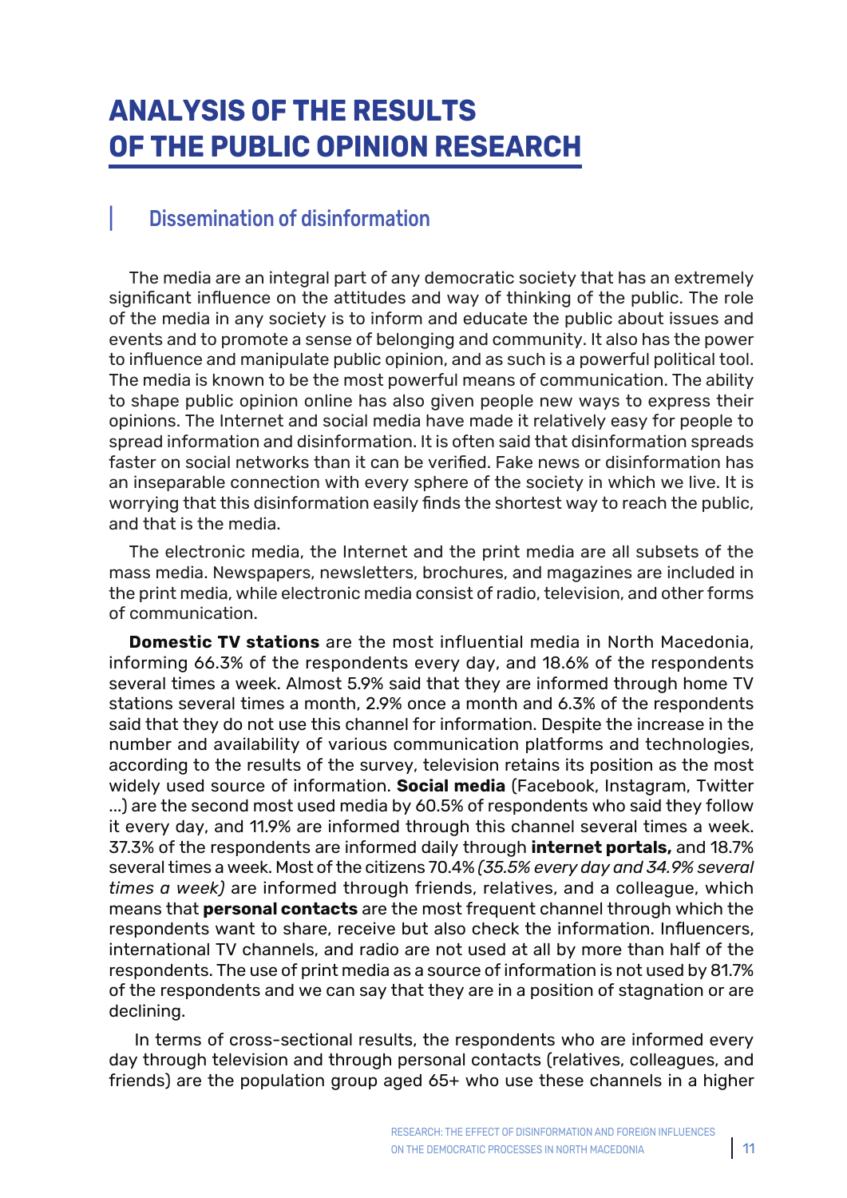# ANALYSIS OF THE RESULTS OF THE PUBLIC OPINION RESEARCH

## Dissemination of disinformation

The media are an integral part of any democratic society that has an extremely significant influence on the attitudes and way of thinking of the public. The role of the media in any society is to inform and educate the public about issues and events and to promote a sense of belonging and community. It also has the power to influence and manipulate public opinion, and as such is a powerful political tool. The media is known to be the most powerful means of communication. The ability to shape public opinion online has also given people new ways to express their opinions. The Internet and social media have made it relatively easy for people to spread information and disinformation. It is often said that disinformation spreads faster on social networks than it can be verified. Fake news or disinformation has an inseparable connection with every sphere of the society in which we live. It is worrying that this disinformation easily finds the shortest way to reach the public, and that is the media.

The electronic media, the Internet and the print media are all subsets of the mass media. Newspapers, newsletters, brochures, and magazines are included in the print media, while electronic media consist of radio, television, and other forms of communication.

**Domestic TV stations** are the most influential media in North Macedonia, informing 66.3% of the respondents every day, and 18.6% of the respondents several times a week. Almost 5.9% said that they are informed through home TV stations several times a month, 2.9% once a month and 6.3% of the respondents said that they do not use this channel for information. Despite the increase in the number and availability of various communication platforms and technologies, according to the results of the survey, television retains its position as the most widely used source of information. **Social media** (Facebook, Instagram, Twitter ...) are the second most used media by 60.5% of respondents who said they follow it every day, and 11.9% are informed through this channel several times a week. 37.3% of the respondents are informed daily through **internet portals,** and 18.7% several times a week. Most of the citizens 70.4% *(35.5% every day and 34.9% several times a week)* are informed through friends, relatives, and a colleague, which means that **personal contacts** are the most frequent channel through which the respondents want to share, receive but also check the information. Influencers, international TV channels, and radio are not used at all by more than half of the respondents. The use of print media as a source of information is not used by 81.7% of the respondents and we can say that they are in a position of stagnation or are declining.

In terms of cross-sectional results, the respondents who are informed every day through television and through personal contacts (relatives, colleagues, and friends) are the population group aged 65+ who use these channels in a higher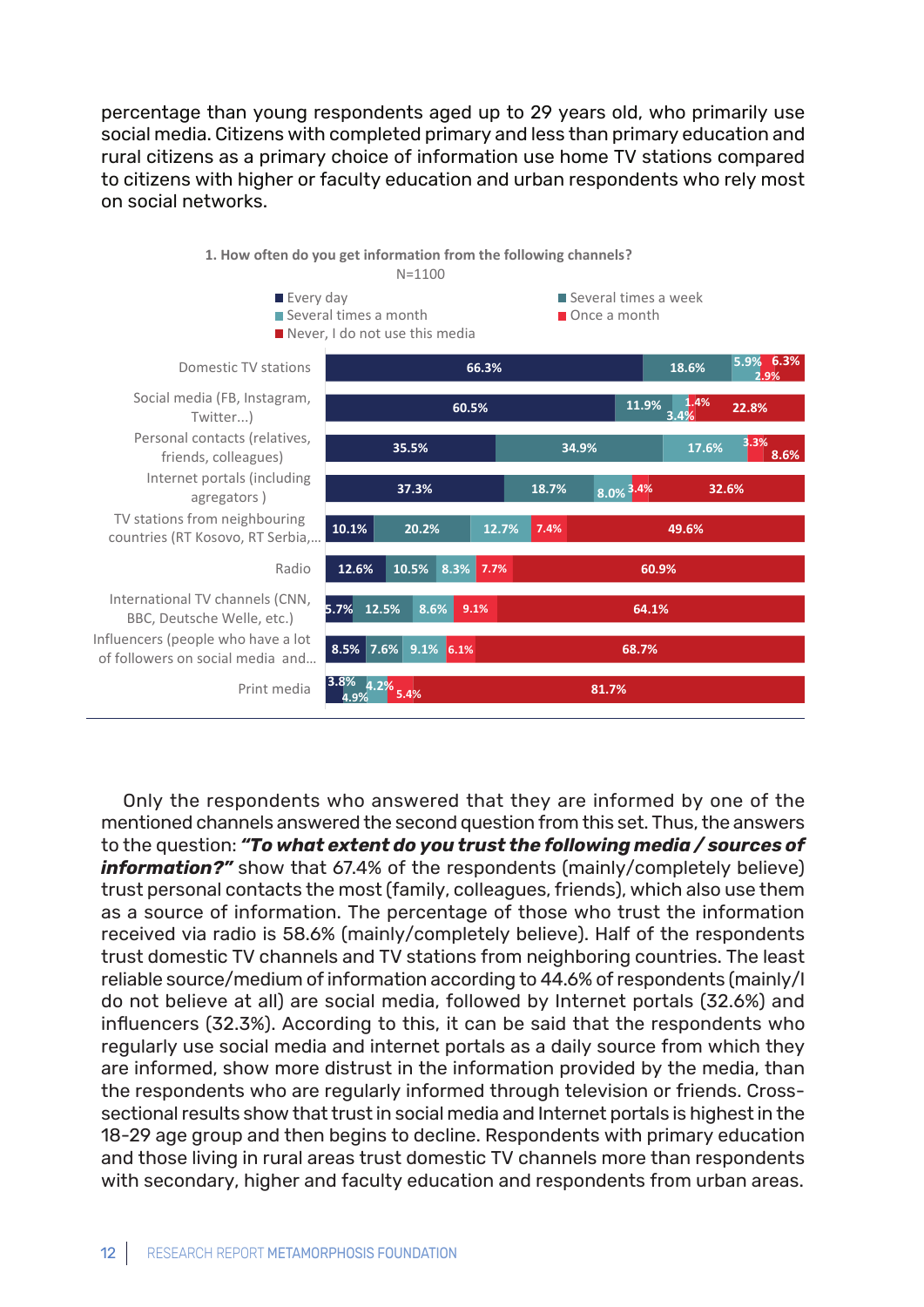percentage than young respondents aged up to 29 years old, who primarily use social media. Citizens with completed primary and less than primary education and rural citizens as a primary choice of information use home TV stations compared to citizens with higher or faculty education and urban respondents who rely most on social networks.

1. How often do you get information from the following channels?
N=1100

| Channel | Every day | Several times a week | Several times a month | Once a month | Never, I do not use this media |
|---|---|---|---|---|---|
| Domestic TV stations | 66.3% | 18.6% | 5.9% | 2.9% | 6.3% |
| Social media (FB, Instagram, Twitter...) | 60.5% | 11.9% | 3.4% | 1.4% | 22.8% |
| Personal contacts (relatives, friends, colleagues) | 35.5% | 34.9% | 17.6% | 3.3% | 8.6% |
| Internet portals (including agregators ) | 37.3% | 18.7% | 8.0% | 3.4% | 32.6% |
| TV stations from neighbouring countries (RT Kosovo, RT Serbia,... | 10.1% | 20.2% | 12.7% | 7.4% | 49.6% |
| Radio | 12.6% | 10.5% | 8.3% | 7.7% | 60.9% |
| International TV channels (CNN, BBC, Deutsche Welle, etc.) | 5.7% | 12.5% | 8.6% | 9.1% | 64.1% |
| Influencers (people who have a lot of followers on social media and... | 8.5% | 7.6% | 9.1% | 6.1% | 68.7% |
| Print media | 3.8% | 4.9% | 4.2% | 5.4% | 81.7% |

Only the respondents who answered that they are informed by one of the mentioned channels answered the second question from this set. Thus, the answers to the question: ***"To what extent do you trust the following media / sources of information?"*** show that 67.4% of the respondents (mainly/completely believe) trust personal contacts the most (family, colleagues, friends), which also use them as a source of information. The percentage of those who trust the information received via radio is 58.6% (mainly/completely believe). Half of the respondents trust domestic TV channels and TV stations from neighboring countries. The least reliable source/medium of information according to 44.6% of respondents (mainly/I do not believe at all) are social media, followed by Internet portals (32.6%) and influencers (32.3%). According to this, it can be said that the respondents who regularly use social media and internet portals as a daily source from which they are informed, show more distrust in the information provided by the media, than the respondents who are regularly informed through television or friends. Cross-sectional results show that trust in social media and Internet portals is highest in the 18-29 age group and then begins to decline. Respondents with primary education and those living in rural areas trust domestic TV channels more than respondents with secondary, higher and faculty education and respondents from urban areas.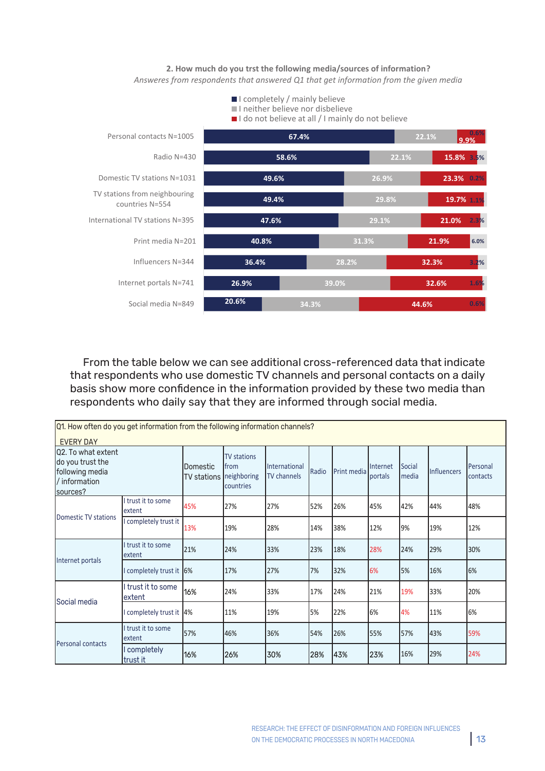**2. How much do you trst the following media/sources of information?**

*Answeres from respondents that answered Q1 that get information from the given media*

| | I completely / mainly believe | I neither believe nor disbelieve | I do not believe at all / I mainly do not believe | |
|---|---|---|---|---|
| Personal contacts N=1005 | 67.4% | 22.1% | 9.9% | 0.6% |
| Radio N=430 | 58.6% | 22.1% | 15.8% | 3.5% |
| Domestic TV stations N=1031 | 49.6% | 26.9% | 23.3% | 0.2% |
| TV stations from neighbouring countries N=554 | 49.4% | 29.8% | 19.7% | 1.1% |
| International TV stations N=395 | 47.6% | 29.1% | 21.0% | 2.3% |
| Print media N=201 | 40.8% | 31.3% | 21.9% | 6.0% |
| Influencers N=344 | 36.4% | 28.2% | 32.3% | 3.2% |
| Internet portals N=741 | 26.9% | 39.0% | 32.6% | 1.6% |
| Social media N=849 | 20.6% | 34.3% | 44.6% | 0.6% |

From the table below we can see additional cross-referenced data that indicate that respondents who use domestic TV channels and personal contacts on a daily basis show more confidence in the information provided by these two media than respondents who daily say that they are informed through social media.

| Q1. How often do you get information from the following information channels? EVERY DAY | | | | | | | | | | |
|---|---|---|---|---|---|---|---|---|---|---|
| Q2. To what extent do you trust the following media / information sources? | | Domestic TV stations | TV stations from neighboring countries | International TV channels | Radio | Print media | Internet portals | Social media | Influencers | Personal contacts |
| Domestic TV stations | I trust it to some extent | 45% | 27% | 27% | 52% | 26% | 45% | 42% | 44% | 48% |
| | I completely trust it | 13% | 19% | 28% | 14% | 38% | 12% | 9% | 19% | 12% |
| Internet portals | I trust it to some extent | 21% | 24% | 33% | 23% | 18% | 28% | 24% | 29% | 30% |
| | I completely trust it | 6% | 17% | 27% | 7% | 32% | 6% | 5% | 16% | 6% |
| Social media | I trust it to some extent | 16% | 24% | 33% | 17% | 24% | 21% | 19% | 33% | 20% |
| | I completely trust it | 4% | 11% | 19% | 5% | 22% | 6% | 4% | 11% | 6% |
| Personal contacts | I trust it to some extent | 57% | 46% | 36% | 54% | 26% | 55% | 57% | 43% | 59% |
| | I completely trust it | 16% | 26% | 30% | 28% | 43% | 23% | 16% | 29% | 24% |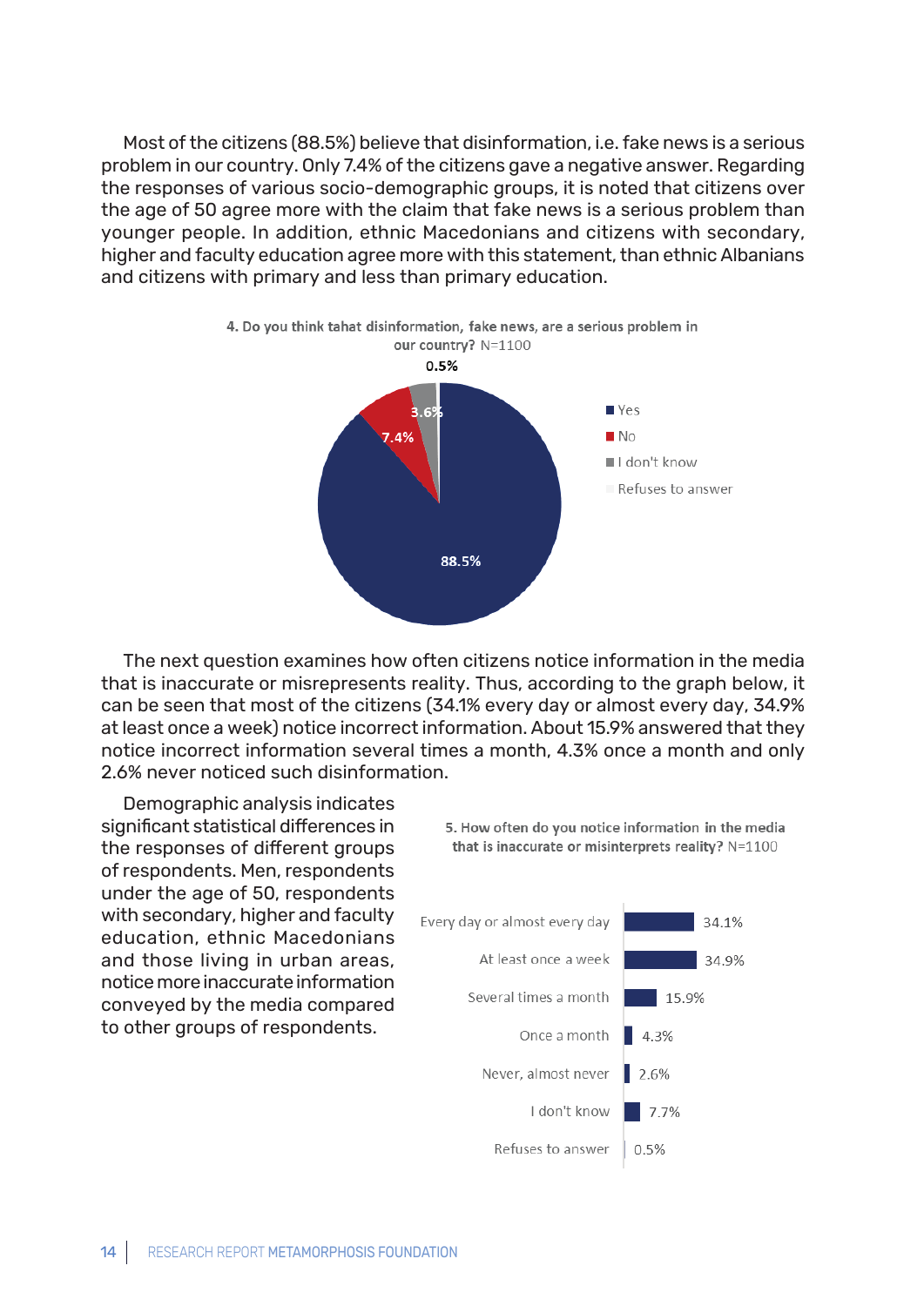Most of the citizens (88.5%) believe that disinformation, i.e. fake news is a serious problem in our country. Only 7.4% of the citizens gave a negative answer. Regarding the responses of various socio-demographic groups, it is noted that citizens over the age of 50 agree more with the claim that fake news is a serious problem than younger people. In addition, ethnic Macedonians and citizens with secondary, higher and faculty education agree more with this statement, than ethnic Albanians and citizens with primary and less than primary education.

**4. Do you think tahat disinformation, fake news, are a serious problem in our country?** N=1100

| Answer | % |
|---|---|
| Yes | 88.5% |
| No | 7.4% |
| I don't know | 3.6% |
| Refuses to answer | 0.5% |

The next question examines how often citizens notice information in the media that is inaccurate or misrepresents reality. Thus, according to the graph below, it can be seen that most of the citizens (34.1% every day or almost every day, 34.9% at least once a week) notice incorrect information. About 15.9% answered that they notice incorrect information several times a month, 4.3% once a month and only 2.6% never noticed such disinformation.

Demographic analysis indicates significant statistical differences in the responses of different groups of respondents. Men, respondents under the age of 50, respondents with secondary, higher and faculty education, ethnic Macedonians and those living in urban areas, notice more inaccurate information conveyed by the media compared to other groups of respondents.

**5. How often do you notice information in the media that is inaccurate or misinterprets reality?** N=1100

| Answer | % |
|---|---|
| Every day or almost every day | 34.1% |
| At least once a week | 34.9% |
| Several times a month | 15.9% |
| Once a month | 4.3% |
| Never, almost never | 2.6% |
| I don't know | 7.7% |
| Refuses to answer | 0.5% |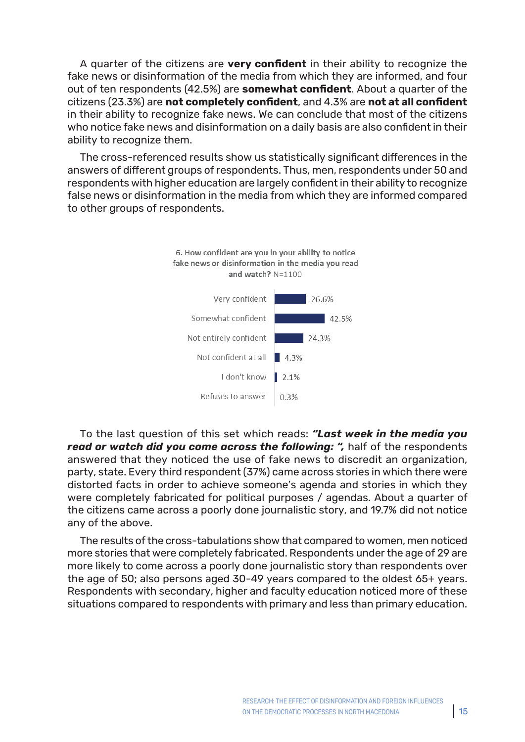A quarter of the citizens are **very confident** in their ability to recognize the fake news or disinformation of the media from which they are informed, and four out of ten respondents (42.5%) are **somewhat confident**. About a quarter of the citizens (23.3%) are **not completely confident**, and 4.3% are **not at all confident** in their ability to recognize fake news. We can conclude that most of the citizens who notice fake news and disinformation on a daily basis are also confident in their ability to recognize them.

The cross-referenced results show us statistically significant differences in the answers of different groups of respondents. Thus, men, respondents under 50 and respondents with higher education are largely confident in their ability to recognize false news or disinformation in the media from which they are informed compared to other groups of respondents.

**6. How confident are you in your ability to notice fake news or disinformation in the media you read and watch?** N=1100

| Response | % |
| --- | --- |
| Very confident | 26.6% |
| Somewhat confident | 42.5% |
| Not entirely confident | 24.3% |
| Not confident at all | 4.3% |
| I don't know | 2.1% |
| Refuses to answer | 0.3% |

To the last question of this set which reads: ***"Last week in the media you read or watch did you come across the following: ",*** half of the respondents answered that they noticed the use of fake news to discredit an organization, party, state. Every third respondent (37%) came across stories in which there were distorted facts in order to achieve someone's agenda and stories in which they were completely fabricated for political purposes / agendas. About a quarter of the citizens came across a poorly done journalistic story, and 19.7% did not notice any of the above.

The results of the cross-tabulations show that compared to women, men noticed more stories that were completely fabricated. Respondents under the age of 29 are more likely to come across a poorly done journalistic story than respondents over the age of 50; also persons aged 30-49 years compared to the oldest 65+ years. Respondents with secondary, higher and faculty education noticed more of these situations compared to respondents with primary and less than primary education.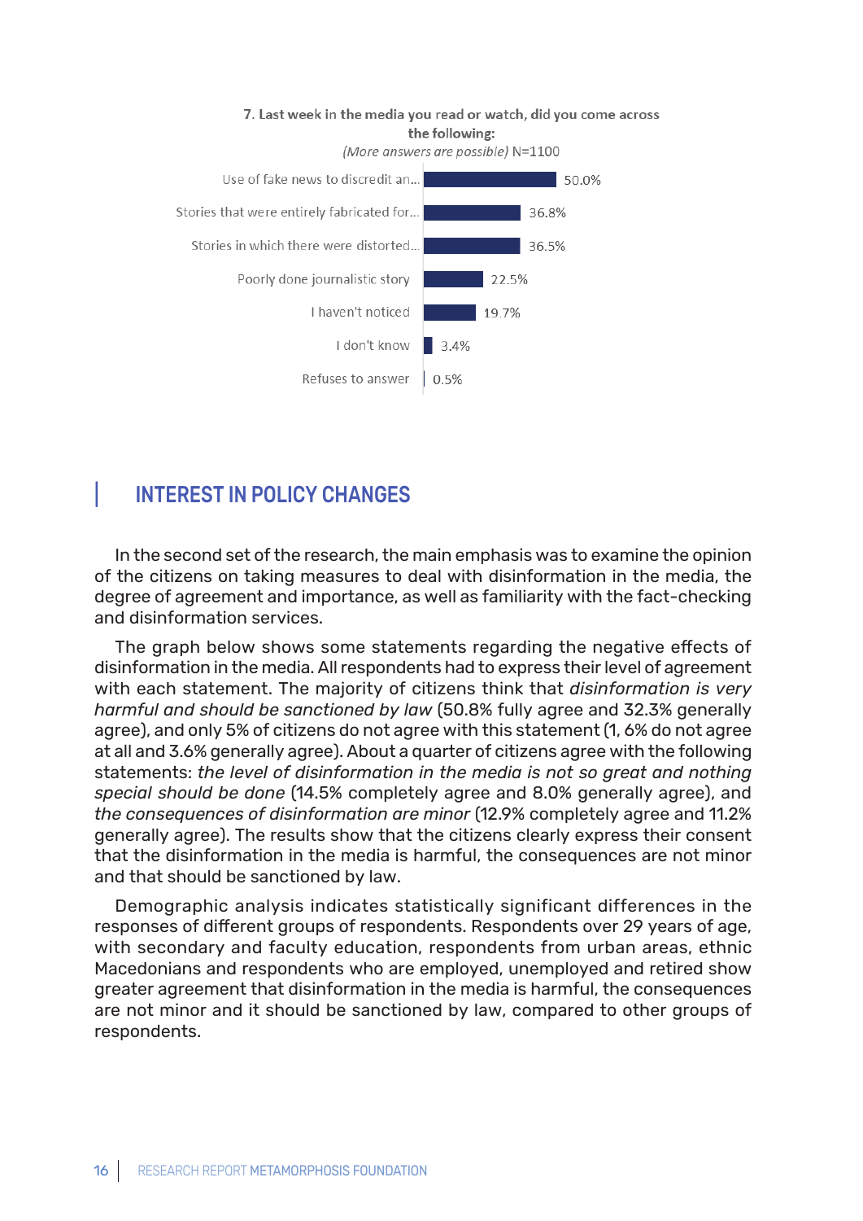**7. Last week in the media you read or watch, did you come across the following:**
*(More answers are possible)* N=1100

| Answer | % |
| --- | --- |
| Use of fake news to discredit an... | 50.0% |
| Stories that were entirely fabricated for... | 36.8% |
| Stories in which there were distorted... | 36.5% |
| Poorly done journalistic story | 22.5% |
| I haven't noticed | 19.7% |
| I don't know | 3.4% |
| Refuses to answer | 0.5% |

## INTEREST IN POLICY CHANGES

In the second set of the research, the main emphasis was to examine the opinion of the citizens on taking measures to deal with disinformation in the media, the degree of agreement and importance, as well as familiarity with the fact-checking and disinformation services.

The graph below shows some statements regarding the negative effects of disinformation in the media. All respondents had to express their level of agreement with each statement. The majority of citizens think that *disinformation is very harmful and should be sanctioned by law* (50.8% fully agree and 32.3% generally agree), and only 5% of citizens do not agree with this statement (1, 6% do not agree at all and 3.6% generally agree). About a quarter of citizens agree with the following statements: *the level of disinformation in the media is not so great and nothing special should be done* (14.5% completely agree and 8.0% generally agree), and *the consequences of disinformation are minor* (12.9% completely agree and 11.2% generally agree). The results show that the citizens clearly express their consent that the disinformation in the media is harmful, the consequences are not minor and that should be sanctioned by law.

Demographic analysis indicates statistically significant differences in the responses of different groups of respondents. Respondents over 29 years of age, with secondary and faculty education, respondents from urban areas, ethnic Macedonians and respondents who are employed, unemployed and retired show greater agreement that disinformation in the media is harmful, the consequences are not minor and it should be sanctioned by law, compared to other groups of respondents.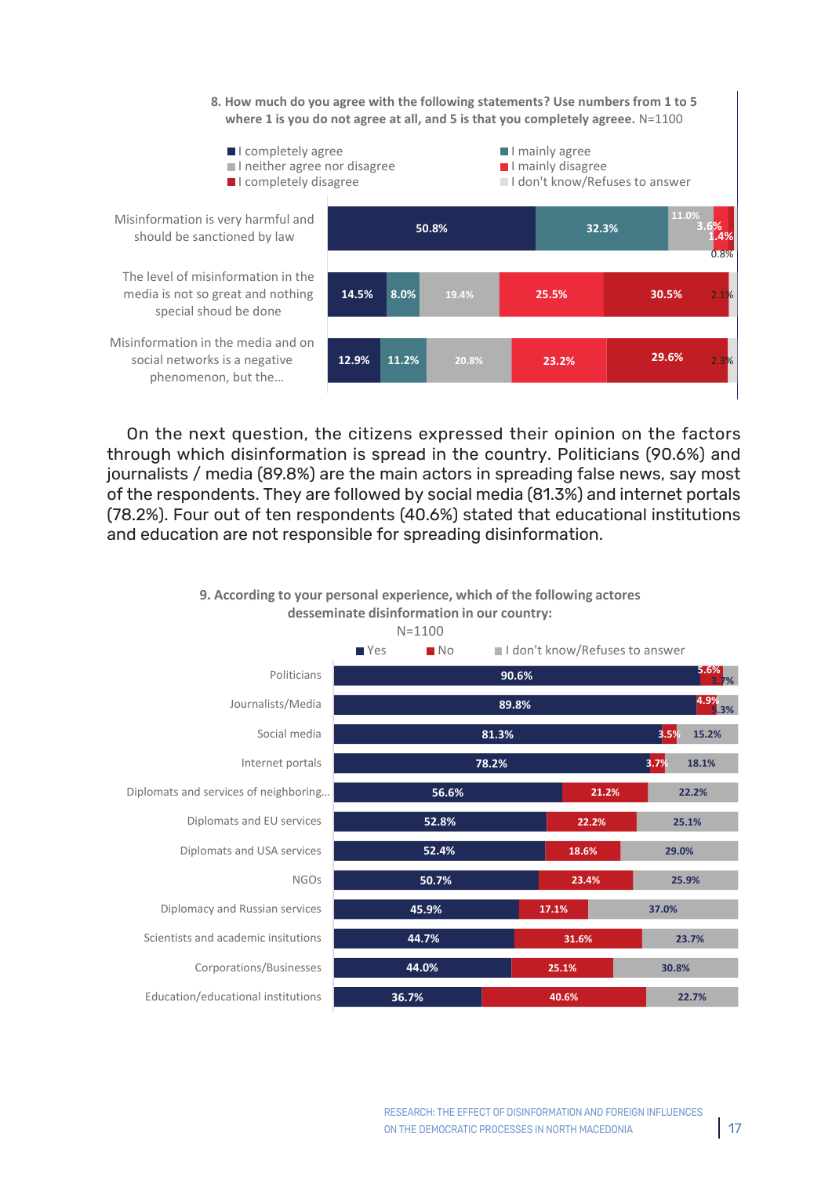**8. How much do you agree with the following statements? Use numbers from 1 to 5 where 1 is you do not agree at all, and 5 is that you completely agreee.** N=1100

| Statement | I completely agree | I mainly agree | I neither agree nor disagree | I mainly disagree | I completely disagree | I don't know/Refuses to answer |
|---|---|---|---|---|---|---|
| Misinformation is very harmful and should be sanctioned by law | 50.8% | 32.3% | 11.0% | 3.6% | 1.4% | 0.8% |
| The level of misinformation in the media is not so great and nothing special shoud be done | 14.5% | 8.0% | 19.4% | 25.5% | 30.5% | 2.1% |
| Misinformation in the media and on social networks is a negative phenomenon, but the... | 12.9% | 11.2% | 20.8% | 23.2% | 29.6% | 2.3% |

On the next question, the citizens expressed their opinion on the factors through which disinformation is spread in the country. Politicians (90.6%) and journalists / media (89.8%) are the main actors in spreading false news, say most of the respondents. They are followed by social media (81.3%) and internet portals (78.2%). Four out of ten respondents (40.6%) stated that educational institutions and education are not responsible for spreading disinformation.

**9. According to your personal experience, which of the following actores desseminate disinformation in our country:**
N=1100

| Actor | Yes | No | I don't know/Refuses to answer |
|---|---|---|---|
| Politicians | 90.6% | 5.6% | 3.7% |
| Journalists/Media | 89.8% | 4.9% | 5.3% |
| Social media | 81.3% | 3.5% | 15.2% |
| Internet portals | 78.2% | 3.7% | 18.1% |
| Diplomats and services of neighboring... | 56.6% | 21.2% | 22.2% |
| Diplomats and EU services | 52.8% | 22.2% | 25.1% |
| Diplomats and USA services | 52.4% | 18.6% | 29.0% |
| NGOs | 50.7% | 23.4% | 25.9% |
| Diplomacy and Russian services | 45.9% | 17.1% | 37.0% |
| Scientists and academic institutions | 44.7% | 31.6% | 23.7% |
| Corporations/Businesses | 44.0% | 25.1% | 30.8% |
| Education/educational institutions | 36.7% | 40.6% | 22.7% |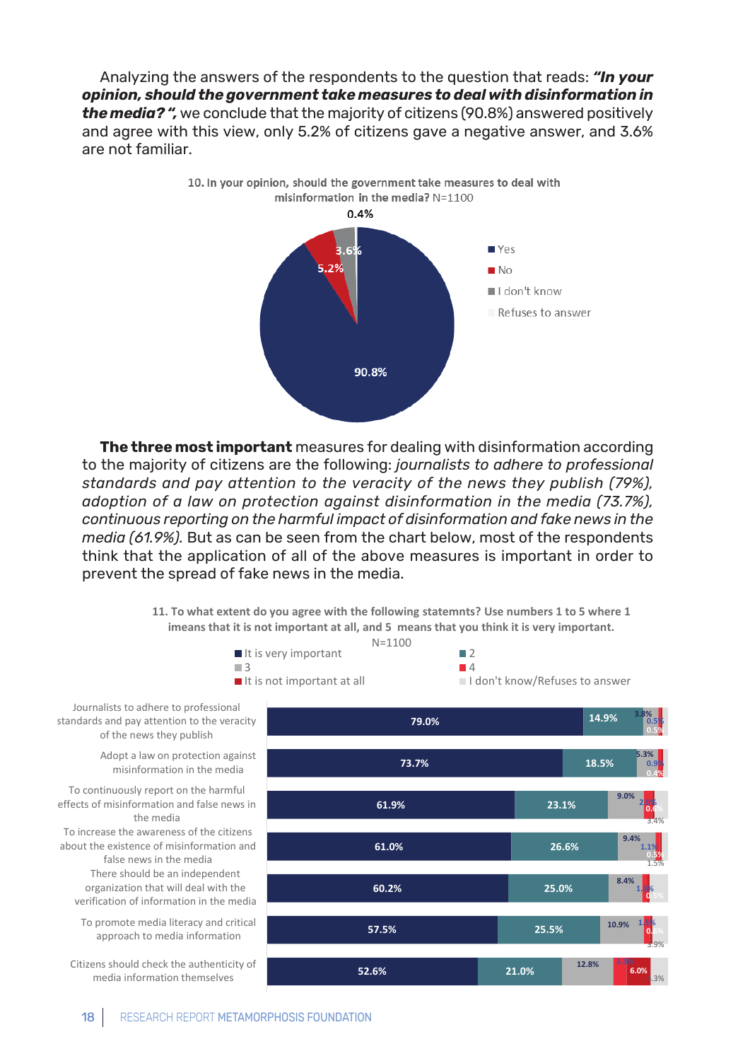Analyzing the answers of the respondents to the question that reads: ***"In your opinion, should the government take measures to deal with disinformation in the media? ",*** we conclude that the majority of citizens (90.8%) answered positively and agree with this view, only 5.2% of citizens gave a negative answer, and 3.6% are not familiar.

**10. In your opinion, should the government take measures to deal with misinformation in the media?** N=1100

| Answer | % |
|---|---|
| Yes | 90.8% |
| No | 5.2% |
| I don't know | 3.6% |
| Refuses to answer | 0.4% |

**The three most important** measures for dealing with disinformation according to the majority of citizens are the following: *journalists to adhere to professional standards and pay attention to the veracity of the news they publish (79%), adoption of a law on protection against disinformation in the media (73.7%), continuous reporting on the harmful impact of disinformation and fake news in the media (61.9%).* But as can be seen from the chart below, most of the respondents think that the application of all of the above measures is important in order to prevent the spread of fake news in the media.

**11. To what extent do you agree with the following statemnts? Use numbers 1 to 5 where 1 imeans that it is not important at all, and 5 means that you think it is very important.**
N=1100

| Statement | It is very important | 4 | 3 | 2 | It is not important at all | I don't know/Refuses to answer |
|---|---|---|---|---|---|---|
| Journalists to adhere to professional standards and pay attention to the veracity of the news they publish | 79.0% | 14.9% | 3.8% | 0.5% | 0.5% | |
| Adopt a law on protection against misinformation in the media | 73.7% | 18.5% | 5.3% | 0.9% | 0.4% | |
| To continuously report on the harmful effects of misinformation and false news in the media | 61.9% | 23.1% | 9.0% | 2.0% | 0.6% | 3.4% |
| To increase the awareness of the citizens about the existence of misinformation and false news in the media | 61.0% | 26.6% | 9.4% | 1.1% | 0.5% | 1.5% |
| There should be an independent organization that will deal with the verification of information in the media | 60.2% | 25.0% | 8.4% | 1.3% | 0.5% | |
| To promote media literacy and critical approach to media information | 57.5% | 25.5% | 10.9% | 1.1% | 0.6% | 3.9% |
| Citizens should check the authenticity of media information themselves | 52.6% | 21.0% | 12.8% | 3.3% | 6.0% | 4.3% |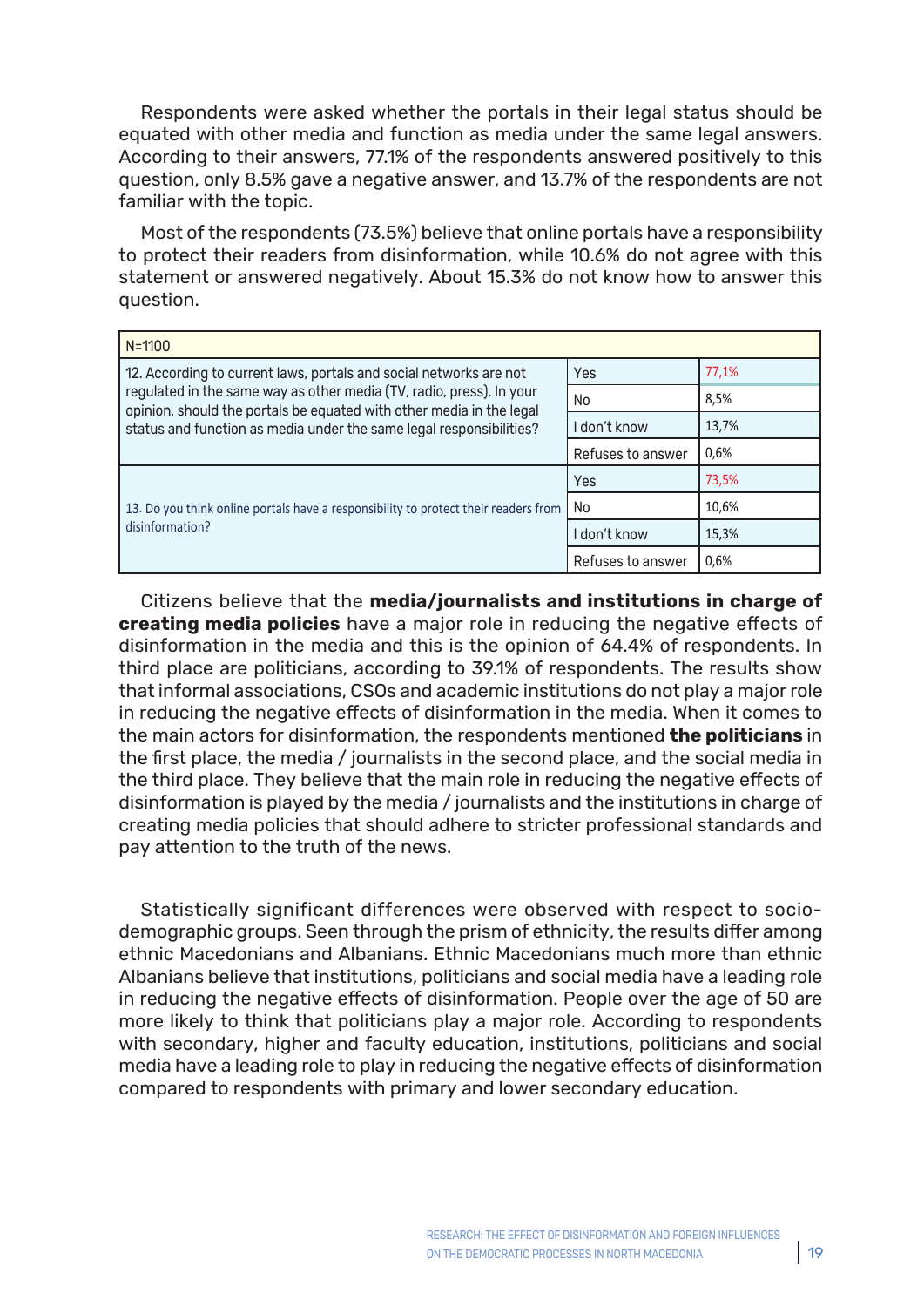Respondents were asked whether the portals in their legal status should be equated with other media and function as media under the same legal answers. According to their answers, 77.1% of the respondents answered positively to this question, only 8.5% gave a negative answer, and 13.7% of the respondents are not familiar with the topic.

Most of the respondents (73.5%) believe that online portals have a responsibility to protect their readers from disinformation, while 10.6% do not agree with this statement or answered negatively. About 15.3% do not know how to answer this question.

| N=1100 | | |
|---|---|---|
| 12. According to current laws, portals and social networks are not regulated in the same way as other media (TV, radio, press). In your opinion, should the portals be equated with other media in the legal status and function as media under the same legal responsibilities? | Yes | 77,1% |
| | No | 8,5% |
| | I don't know | 13,7% |
| | Refuses to answer | 0,6% |
| 13. Do you think online portals have a responsibility to protect their readers from disinformation? | Yes | 73,5% |
| | No | 10,6% |
| | I don't know | 15,3% |
| | Refuses to answer | 0,6% |

Citizens believe that the **media/journalists and institutions in charge of creating media policies** have a major role in reducing the negative effects of disinformation in the media and this is the opinion of 64.4% of respondents. In third place are politicians, according to 39.1% of respondents. The results show that informal associations, CSOs and academic institutions do not play a major role in reducing the negative effects of disinformation in the media. When it comes to the main actors for disinformation, the respondents mentioned **the politicians** in the first place, the media / journalists in the second place, and the social media in the third place. They believe that the main role in reducing the negative effects of disinformation is played by the media / journalists and the institutions in charge of creating media policies that should adhere to stricter professional standards and pay attention to the truth of the news.

Statistically significant differences were observed with respect to socio-demographic groups. Seen through the prism of ethnicity, the results differ among ethnic Macedonians and Albanians. Ethnic Macedonians much more than ethnic Albanians believe that institutions, politicians and social media have a leading role in reducing the negative effects of disinformation. People over the age of 50 are more likely to think that politicians play a major role. According to respondents with secondary, higher and faculty education, institutions, politicians and social media have a leading role to play in reducing the negative effects of disinformation compared to respondents with primary and lower secondary education.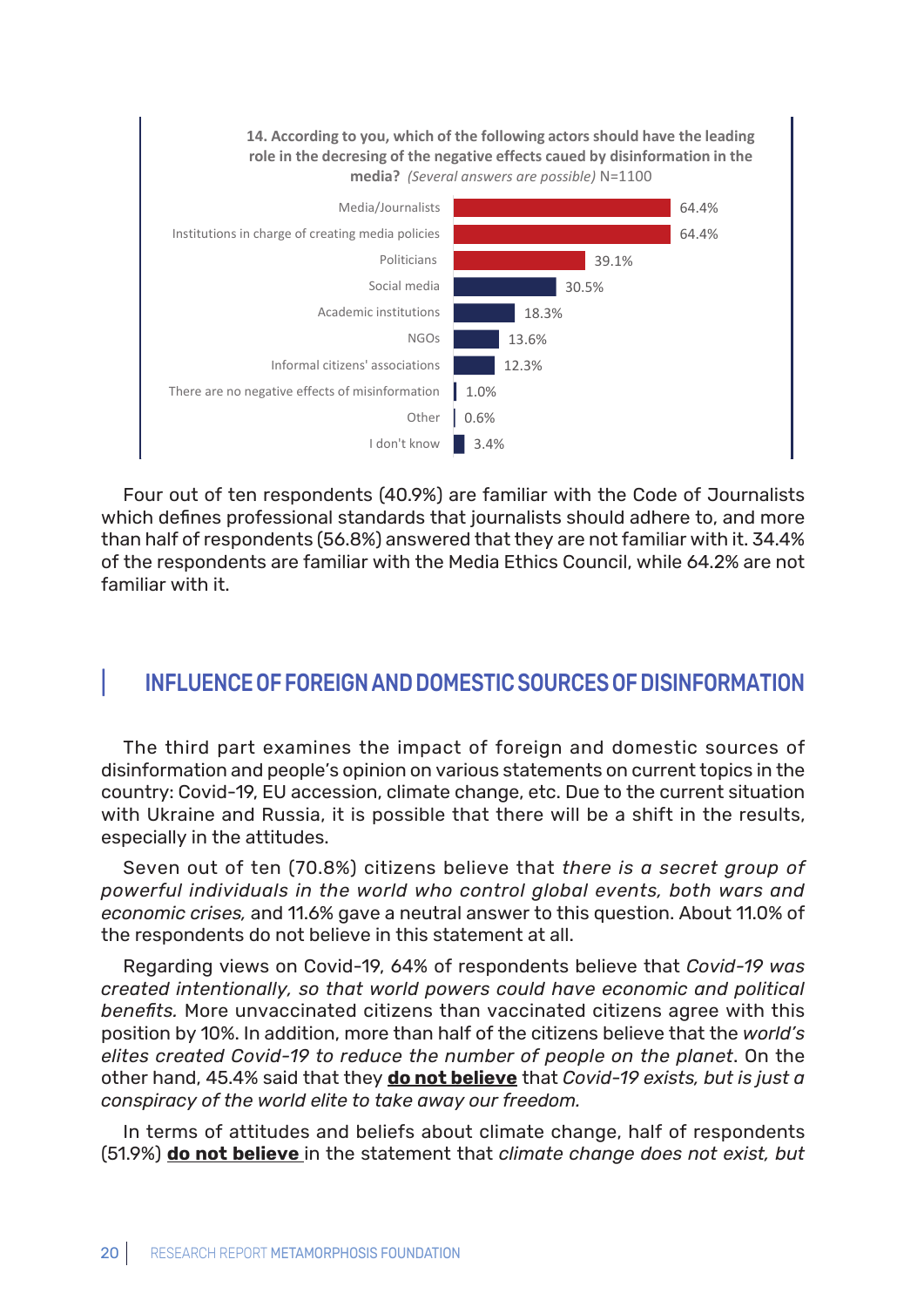**14. According to you, which of the following actors should have the leading role in the decresing of the negative effects caued by disinformation in the media?** *(Several answers are possible)* N=1100

| Actor | % |
|---|---|
| Media/Journalists | 64.4% |
| Institutions in charge of creating media policies | 64.4% |
| Politicians | 39.1% |
| Social media | 30.5% |
| Academic institutions | 18.3% |
| NGOs | 13.6% |
| Informal citizens' associations | 12.3% |
| There are no negative effects of misinformation | 1.0% |
| Other | 0.6% |
| I don't know | 3.4% |

Four out of ten respondents (40.9%) are familiar with the Code of Journalists which defines professional standards that journalists should adhere to, and more than half of respondents (56.8%) answered that they are not familiar with it. 34.4% of the respondents are familiar with the Media Ethics Council, while 64.2% are not familiar with it.

## INFLUENCE OF FOREIGN AND DOMESTIC SOURCES OF DISINFORMATION

The third part examines the impact of foreign and domestic sources of disinformation and people's opinion on various statements on current topics in the country: Covid-19, EU accession, climate change, etc. Due to the current situation with Ukraine and Russia, it is possible that there will be a shift in the results, especially in the attitudes.

Seven out of ten (70.8%) citizens believe that *there is a secret group of powerful individuals in the world who control global events, both wars and economic crises,* and 11.6% gave a neutral answer to this question. About 11.0% of the respondents do not believe in this statement at all.

Regarding views on Covid-19, 64% of respondents believe that *Covid-19 was created intentionally, so that world powers could have economic and political benefits.* More unvaccinated citizens than vaccinated citizens agree with this position by 10%. In addition, more than half of the citizens believe that the *world's elites created Covid-19 to reduce the number of people on the planet*. On the other hand, 45.4% said that they **do not believe** that *Covid-19 exists, but is just a conspiracy of the world elite to take away our freedom.*

In terms of attitudes and beliefs about climate change, half of respondents (51.9%) **do not believe** in the statement that *climate change does not exist, but*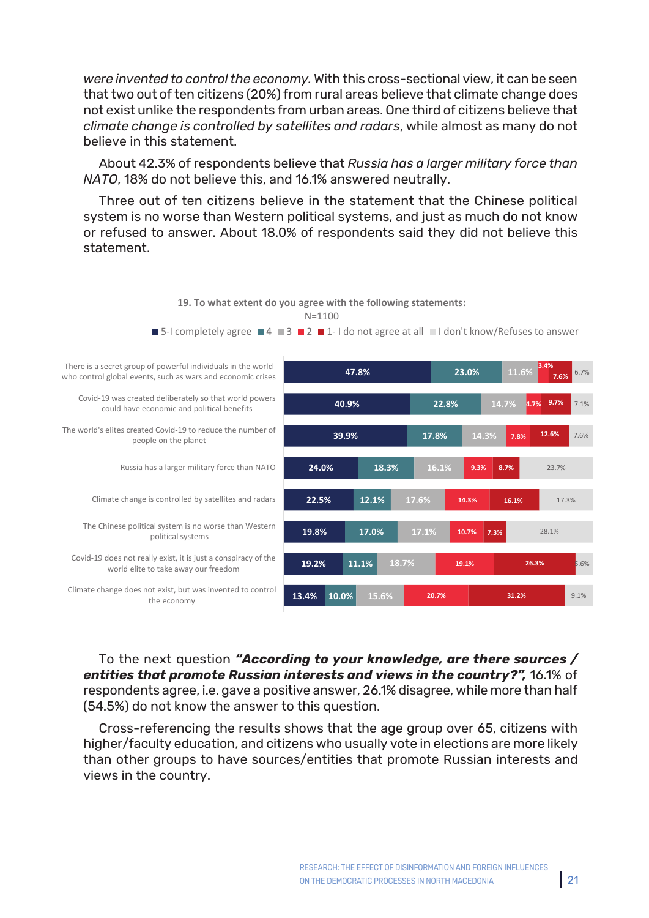*were invented to control the economy.* With this cross-sectional view, it can be seen that two out of ten citizens (20%) from rural areas believe that climate change does not exist unlike the respondents from urban areas. One third of citizens believe that *climate change is controlled by satellites and radars*, while almost as many do not believe in this statement.

About 42.3% of respondents believe that *Russia has a larger military force than NATO*, 18% do not believe this, and 16.1% answered neutrally.

Three out of ten citizens believe in the statement that the Chinese political system is no worse than Western political systems, and just as much do not know or refused to answer. About 18.0% of respondents said they did not believe this statement.

**19. To what extent do you agree with the following statements:**

N=1100

| Statement | 5-I completely agree | 4 | 3 | 2 | 1- I do not agree at all | I don't know/Refuses to answer |
|---|---|---|---|---|---|---|
| There is a secret group of powerful individuals in the world who control global events, such as wars and economic crises | 47.8% | 23.0% | 11.6% | 3.4% | 7.6% | 6.7% |
| Covid-19 was created deliberately so that world powers could have economic and political benefits | 40.9% | 22.8% | 14.7% | 4.7% | 9.7% | 7.1% |
| The world's elites created Covid-19 to reduce the number of people on the planet | 39.9% | 17.8% | 14.3% | 7.8% | 12.6% | 7.6% |
| Russia has a larger military force than NATO | 24.0% | 18.3% | 16.1% | 9.3% | 8.7% | 23.7% |
| Climate change is controlled by satellites and radars | 22.5% | 12.1% | 17.6% | 14.3% | 16.1% | 17.3% |
| The Chinese political system is no worse than Western political systems | 19.8% | 17.0% | 17.1% | 10.7% | 7.3% | 28.1% |
| Covid-19 does not really exist, it is just a conspiracy of the world elite to take away our freedom | 19.2% | 11.1% | 18.7% | 19.1% | 26.3% | 5.6% |
| Climate change does not exist, but was invented to control the economy | 13.4% | 10.0% | 15.6% | 20.7% | 31.2% | 9.1% |

To the next question ***"According to your knowledge, are there sources / entities that promote Russian interests and views in the country?",*** 16.1% of respondents agree, i.e. gave a positive answer, 26.1% disagree, while more than half (54.5%) do not know the answer to this question.

Cross-referencing the results shows that the age group over 65, citizens with higher/faculty education, and citizens who usually vote in elections are more likely than other groups to have sources/entities that promote Russian interests and views in the country.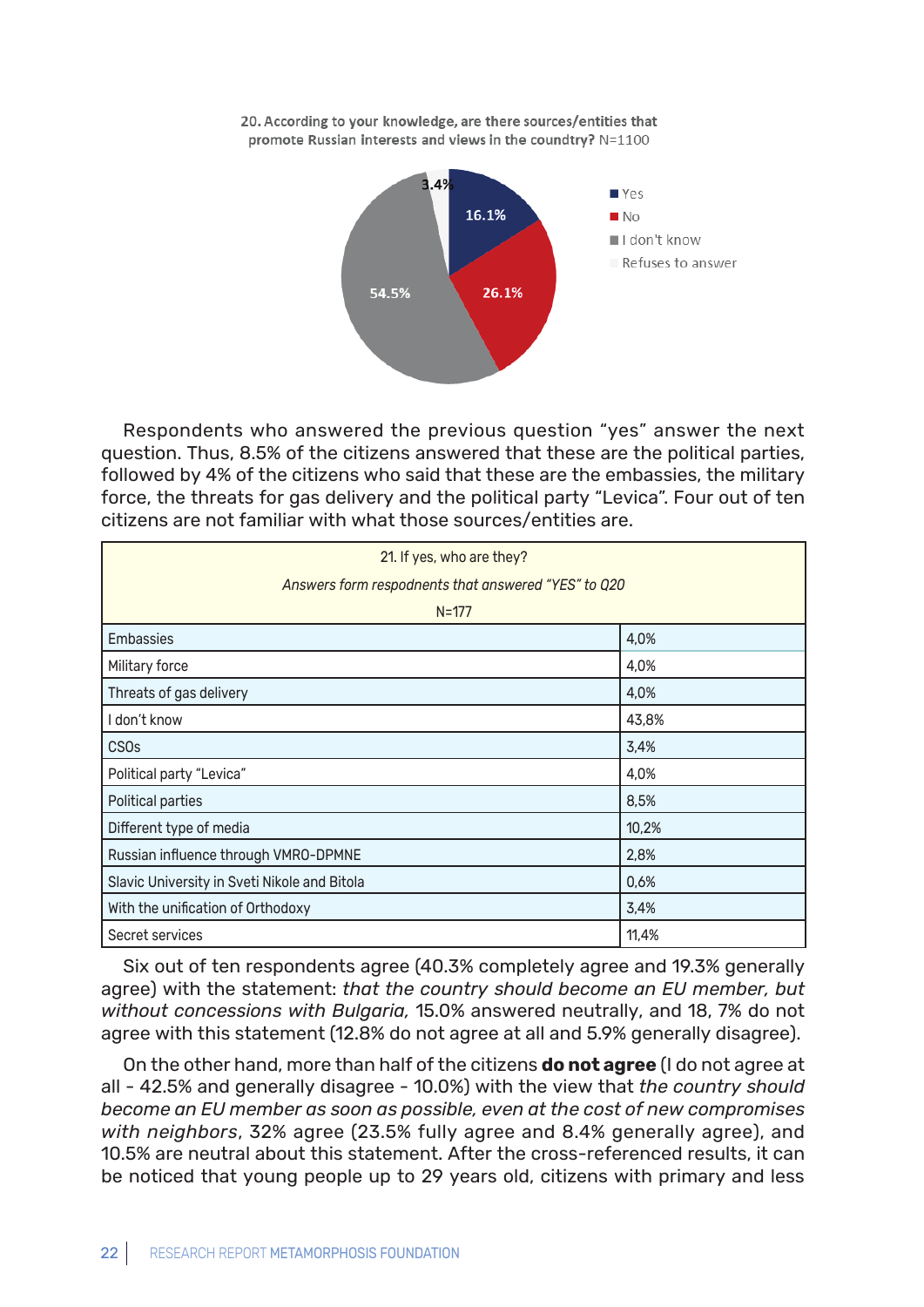20. According to your knowledge, are there sources/entities that promote Russian interests and views in the coundtry? N=1100

| Answer | % |
|---|---|
| Yes | 16.1% |
| No | 26.1% |
| I don't know | 54.5% |
| Refuses to answer | 3.4% |

Respondents who answered the previous question "yes" answer the next question. Thus, 8.5% of the citizens answered that these are the political parties, followed by 4% of the citizens who said that these are the embassies, the military force, the threats for gas delivery and the political party "Levica". Four out of ten citizens are not familiar with what those sources/entities are.

| 21. If yes, who are they? *Answers form respodnents that answered "YES" to Q20* N=177 | |
|---|---|
| Embassies | 4,0% |
| Military force | 4,0% |
| Threats of gas delivery | 4,0% |
| I don't know | 43,8% |
| CSOs | 3,4% |
| Political party "Levica" | 4,0% |
| Political parties | 8,5% |
| Different type of media | 10,2% |
| Russian influence through VMRO-DPMNE | 2,8% |
| Slavic University in Sveti Nikole and Bitola | 0,6% |
| With the unification of Orthodoxy | 3,4% |
| Secret services | 11,4% |

Six out of ten respondents agree (40.3% completely agree and 19.3% generally agree) with the statement: *that the country should become an EU member, but without concessions with Bulgaria,* 15.0% answered neutrally, and 18, 7% do not agree with this statement (12.8% do not agree at all and 5.9% generally disagree).

On the other hand, more than half of the citizens **do not agree** (I do not agree at all - 42.5% and generally disagree - 10.0%) with the view that *the country should become an EU member as soon as possible, even at the cost of new compromises with neighbors*, 32% agree (23.5% fully agree and 8.4% generally agree), and 10.5% are neutral about this statement. After the cross-referenced results, it can be noticed that young people up to 29 years old, citizens with primary and less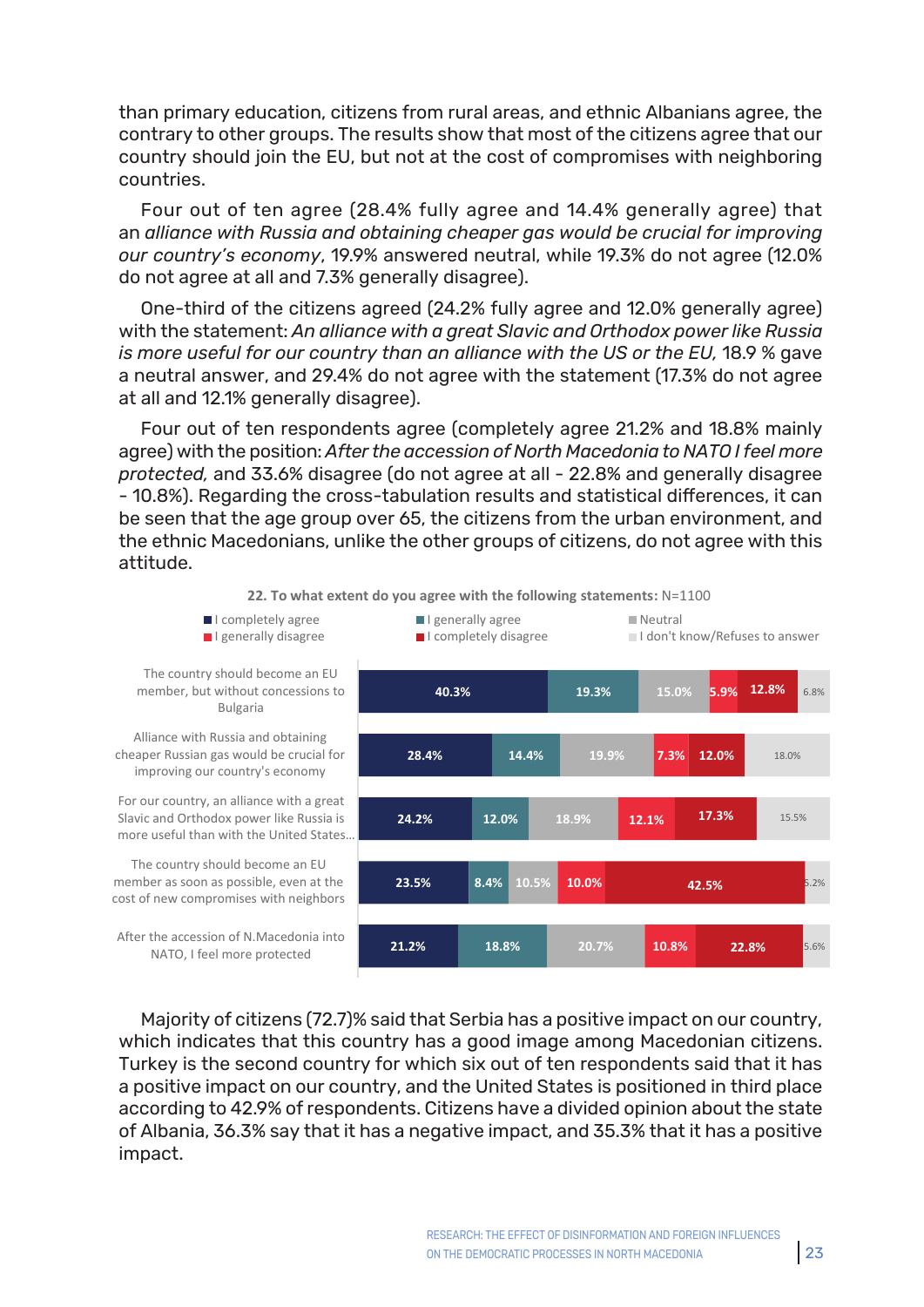than primary education, citizens from rural areas, and ethnic Albanians agree, the contrary to other groups. The results show that most of the citizens agree that our country should join the EU, but not at the cost of compromises with neighboring countries.

Four out of ten agree (28.4% fully agree and 14.4% generally agree) that an *alliance with Russia and obtaining cheaper gas would be crucial for improving our country's economy*, 19.9% answered neutral, while 19.3% do not agree (12.0% do not agree at all and 7.3% generally disagree).

One-third of the citizens agreed (24.2% fully agree and 12.0% generally agree) with the statement: *An alliance with a great Slavic and Orthodox power like Russia is more useful for our country than an alliance with the US or the EU,* 18.9 % gave a neutral answer, and 29.4% do not agree with the statement (17.3% do not agree at all and 12.1% generally disagree).

Four out of ten respondents agree (completely agree 21.2% and 18.8% mainly agree) with the position: *After the accession of North Macedonia to NATO I feel more protected,* and 33.6% disagree (do not agree at all - 22.8% and generally disagree - 10.8%). Regarding the cross-tabulation results and statistical differences, it can be seen that the age group over 65, the citizens from the urban environment, and the ethnic Macedonians, unlike the other groups of citizens, do not agree with this attitude.

**22. To what extent do you agree with the following statements:** N=1100

| Statement | I completely agree | I generally agree | Neutral | I generally disagree | I completely disagree | I don't know/Refuses to answer |
|---|---|---|---|---|---|---|
| The country should become an EU member, but without concessions to Bulgaria | 40.3% | 19.3% | 15.0% | 5.9% | 12.8% | 6.8% |
| Alliance with Russia and obtaining cheaper Russian gas would be crucial for improving our country's economy | 28.4% | 14.4% | 19.9% | 7.3% | 12.0% | 18.0% |
| For our country, an alliance with a great Slavic and Orthodox power like Russia is more useful than with the United States... | 24.2% | 12.0% | 18.9% | 12.1% | 17.3% | 15.5% |
| The country should become an EU member as soon as possible, even at the cost of new compromises with neighbors | 23.5% | 8.4% | 10.5% | 10.0% | 42.5% | 5.2% |
| After the accession of N.Macedonia into NATO, I feel more protected | 21.2% | 18.8% | 20.7% | 10.8% | 22.8% | 5.6% |

Majority of citizens (72.7)% said that Serbia has a positive impact on our country, which indicates that this country has a good image among Macedonian citizens. Turkey is the second country for which six out of ten respondents said that it has a positive impact on our country, and the United States is positioned in third place according to 42.9% of respondents. Citizens have a divided opinion about the state of Albania, 36.3% say that it has a negative impact, and 35.3% that it has a positive impact.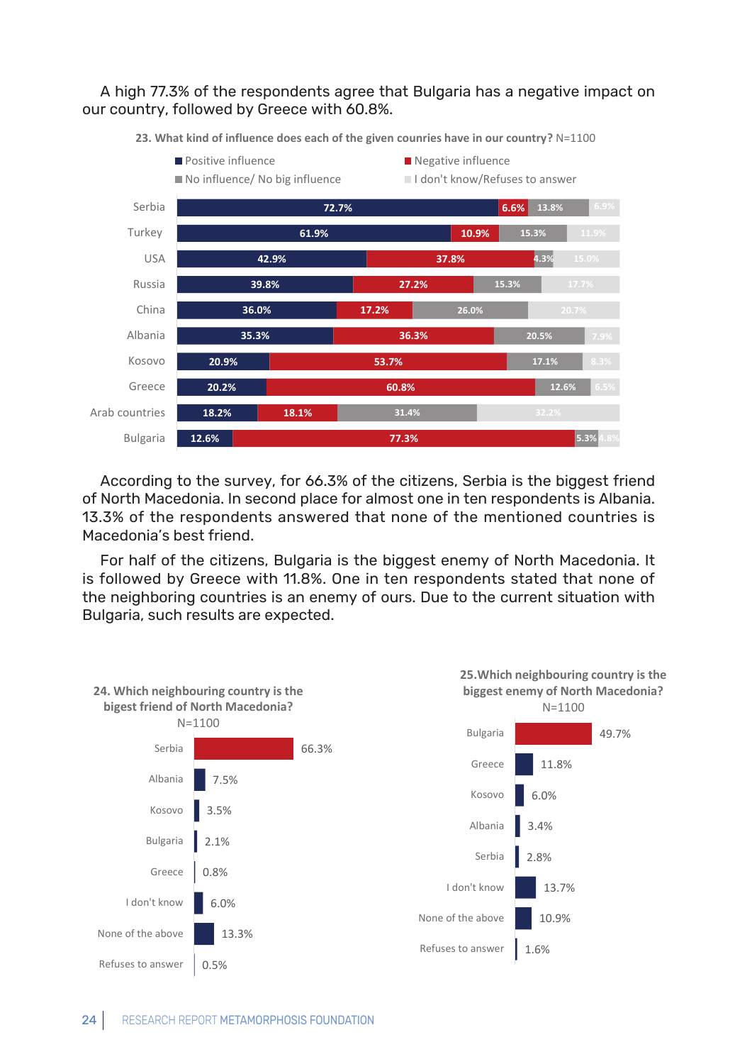A high 77.3% of the respondents agree that Bulgaria has a negative impact on our country, followed by Greece with 60.8%.

**23. What kind of influence does each of the given counries have in our country?** N=1100

| | Positive influence | Negative influence | No influence/ No big influence | I don't know/Refuses to answer |
|---|---|---|---|---|
| Serbia | 72.7% | 6.6% | 13.8% | 6.9% |
| Turkey | 61.9% | 10.9% | 15.3% | 11.9% |
| USA | 42.9% | 37.8% | 4.3% | 15.0% |
| Russia | 39.8% | 27.2% | 15.3% | 17.7% |
| China | 36.0% | 17.2% | 26.0% | 20.7% |
| Albania | 35.3% | 36.3% | 20.5% | 7.9% |
| Kosovo | 20.9% | 53.7% | 17.1% | 8.3% |
| Greece | 20.2% | 60.8% | 12.6% | 6.5% |
| Arab countries | 18.2% | 18.1% | 31.4% | 32.2% |
| Bulgaria | 12.6% | 77.3% | 5.3% | 4.8% |

According to the survey, for 66.3% of the citizens, Serbia is the biggest friend of North Macedonia. In second place for almost one in ten respondents is Albania. 13.3% of the respondents answered that none of the mentioned countries is Macedonia's best friend.

For half of the citizens, Bulgaria is the biggest enemy of North Macedonia. It is followed by Greece with 11.8%. One in ten respondents stated that none of the neighboring countries is an enemy of ours. Due to the current situation with Bulgaria, such results are expected.

**24. Which neighbouring country is the bigest friend of North Macedonia?**
N=1100

| | % |
|---|---|
| Serbia | 66.3% |
| Albania | 7.5% |
| Kosovo | 3.5% |
| Bulgaria | 2.1% |
| Greece | 0.8% |
| I don't know | 6.0% |
| None of the above | 13.3% |
| Refuses to answer | 0.5% |

**25.Which neighbouring country is the biggest enemy of North Macedonia?**
N=1100

| | % |
|---|---|
| Bulgaria | 49.7% |
| Greece | 11.8% |
| Kosovo | 6.0% |
| Albania | 3.4% |
| Serbia | 2.8% |
| I don't know | 13.7% |
| None of the above | 10.9% |
| Refuses to answer | 1.6% |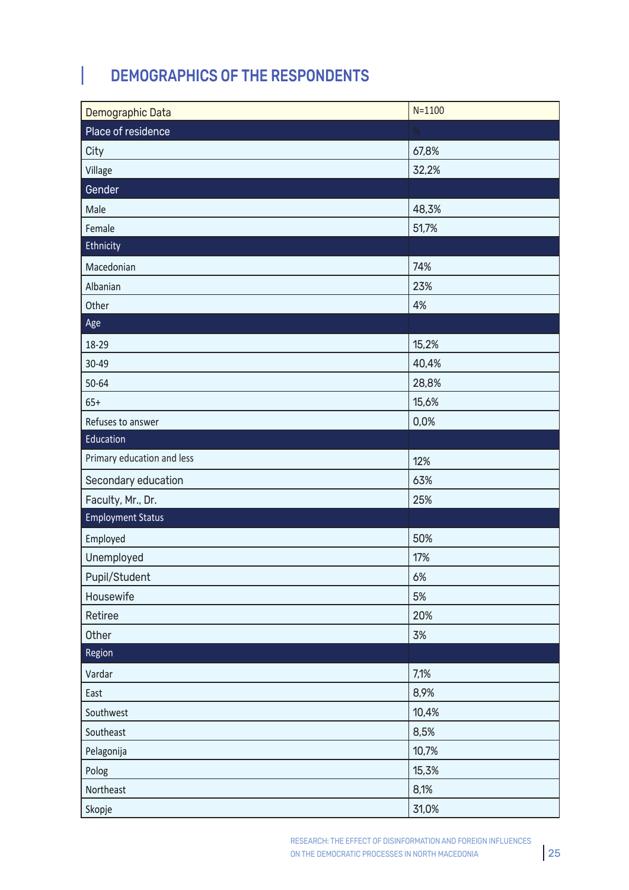# DEMOGRAPHICS OF THE RESPONDENTS

| Demographic Data | N=1100 |
|---|---|
| **Place of residence** | **%** |
| City | 67,8% |
| Village | 32,2% |
| **Gender** | |
| Male | 48,3% |
| Female | 51,7% |
| **Ethnicity** | |
| Macedonian | 74% |
| Albanian | 23% |
| Other | 4% |
| **Age** | |
| 18-29 | 15,2% |
| 30-49 | 40,4% |
| 50-64 | 28,8% |
| 65+ | 15,6% |
| Refuses to answer | 0,0% |
| **Education** | |
| Primary education and less | 12% |
| Secondary education | 63% |
| Faculty, Mr., Dr. | 25% |
| **Employment Status** | |
| Employed | 50% |
| Unemployed | 17% |
| Pupil/Student | 6% |
| Housewife | 5% |
| Retiree | 20% |
| Other | 3% |
| **Region** | |
| Vardar | 7,1% |
| East | 8,9% |
| Southwest | 10,4% |
| Southeast | 8,5% |
| Pelagonija | 10,7% |
| Polog | 15,3% |
| Northeast | 8,1% |
| Skopje | 31,0% |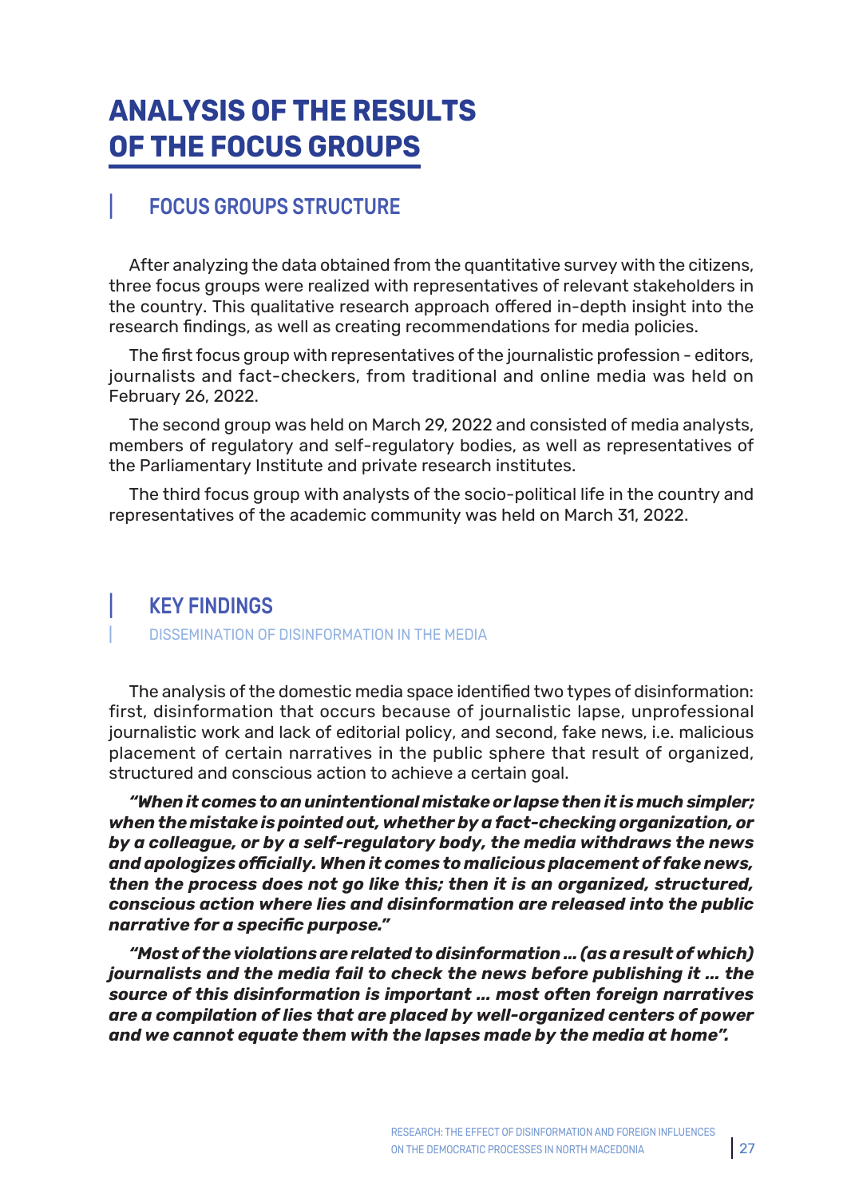# ANALYSIS OF THE RESULTS OF THE FOCUS GROUPS

## FOCUS GROUPS STRUCTURE

After analyzing the data obtained from the quantitative survey with the citizens, three focus groups were realized with representatives of relevant stakeholders in the country. This qualitative research approach offered in-depth insight into the research findings, as well as creating recommendations for media policies.

The first focus group with representatives of the journalistic profession - editors, journalists and fact-checkers, from traditional and online media was held on February 26, 2022.

The second group was held on March 29, 2022 and consisted of media analysts, members of regulatory and self-regulatory bodies, as well as representatives of the Parliamentary Institute and private research institutes.

The third focus group with analysts of the socio-political life in the country and representatives of the academic community was held on March 31, 2022.

## KEY FINDINGS

### DISSEMINATION OF DISINFORMATION IN THE MEDIA

The analysis of the domestic media space identified two types of disinformation: first, disinformation that occurs because of journalistic lapse, unprofessional journalistic work and lack of editorial policy, and second, fake news, i.e. malicious placement of certain narratives in the public sphere that result of organized, structured and conscious action to achieve a certain goal.

***"When it comes to an unintentional mistake or lapse then it is much simpler; when the mistake is pointed out, whether by a fact-checking organization, or by a colleague, or by a self-regulatory body, the media withdraws the news and apologizes officially. When it comes to malicious placement of fake news, then the process does not go like this; then it is an organized, structured, conscious action where lies and disinformation are released into the public narrative for a specific purpose."***

***"Most of the violations are related to disinformation ... (as a result of which) journalists and the media fail to check the news before publishing it ... the source of this disinformation is important ... most often foreign narratives are a compilation of lies that are placed by well-organized centers of power and we cannot equate them with the lapses made by the media at home".***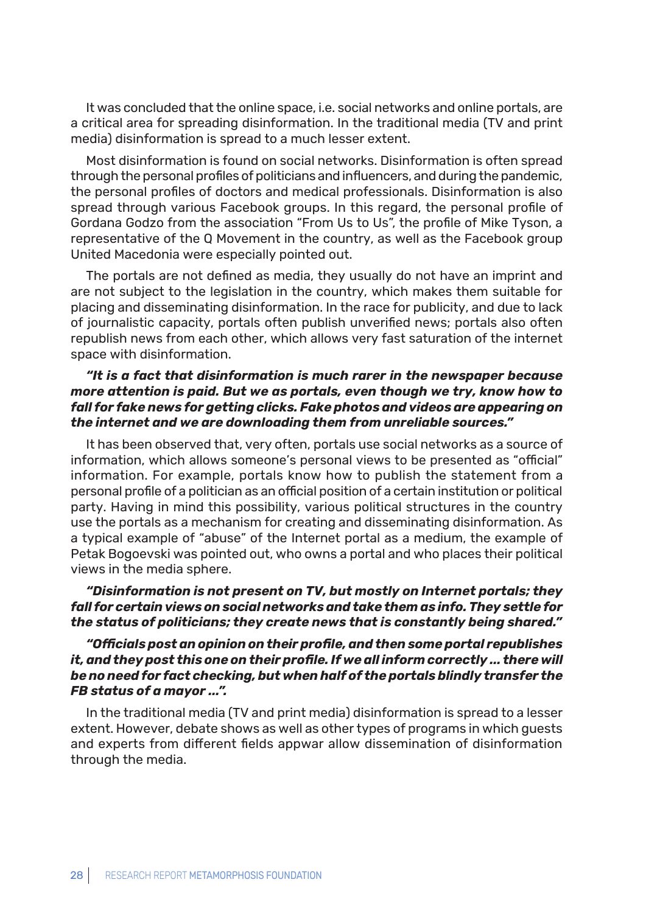It was concluded that the online space, i.e. social networks and online portals, are a critical area for spreading disinformation. In the traditional media (TV and print media) disinformation is spread to a much lesser extent.

Most disinformation is found on social networks. Disinformation is often spread through the personal profiles of politicians and influencers, and during the pandemic, the personal profiles of doctors and medical professionals. Disinformation is also spread through various Facebook groups. In this regard, the personal profile of Gordana Godzo from the association "From Us to Us", the profile of Mike Tyson, a representative of the Q Movement in the country, as well as the Facebook group United Macedonia were especially pointed out.

The portals are not defined as media, they usually do not have an imprint and are not subject to the legislation in the country, which makes them suitable for placing and disseminating disinformation. In the race for publicity, and due to lack of journalistic capacity, portals often publish unverified news; portals also often republish news from each other, which allows very fast saturation of the internet space with disinformation.

***"It is a fact that disinformation is much rarer in the newspaper because more attention is paid. But we as portals, even though we try, know how to fall for fake news for getting clicks. Fake photos and videos are appearing on the internet and we are downloading them from unreliable sources."***

It has been observed that, very often, portals use social networks as a source of information, which allows someone's personal views to be presented as "official" information. For example, portals know how to publish the statement from a personal profile of a politician as an official position of a certain institution or political party. Having in mind this possibility, various political structures in the country use the portals as a mechanism for creating and disseminating disinformation. As a typical example of "abuse" of the Internet portal as a medium, the example of Petak Bogoevski was pointed out, who owns a portal and who places their political views in the media sphere.

***"Disinformation is not present on TV, but mostly on Internet portals; they fall for certain views on social networks and take them as info. They settle for the status of politicians; they create news that is constantly being shared."***

***"Officials post an opinion on their profile, and then some portal republishes it, and they post this one on their profile. If we all inform correctly ... there will be no need for fact checking, but when half of the portals blindly transfer the FB status of a mayor ...".***

In the traditional media (TV and print media) disinformation is spread to a lesser extent. However, debate shows as well as other types of programs in which guests and experts from different fields appwar allow dissemination of disinformation through the media.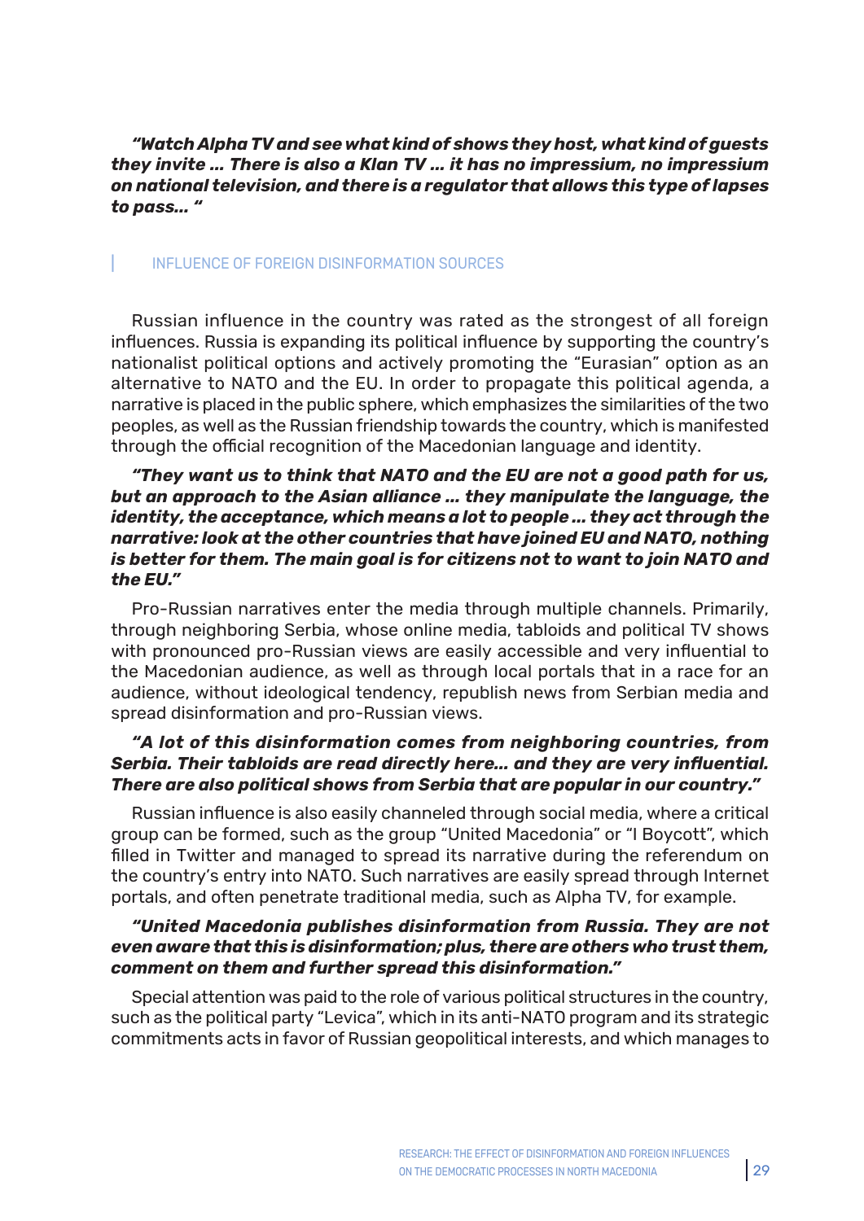***"Watch Alpha TV and see what kind of shows they host, what kind of guests they invite ... There is also a Klan TV ... it has no impressium, no impressium on national television, and there is a regulator that allows this type of lapses to pass... "***

## INFLUENCE OF FOREIGN DISINFORMATION SOURCES

Russian influence in the country was rated as the strongest of all foreign influences. Russia is expanding its political influence by supporting the country's nationalist political options and actively promoting the "Eurasian" option as an alternative to NATO and the EU. In order to propagate this political agenda, a narrative is placed in the public sphere, which emphasizes the similarities of the two peoples, as well as the Russian friendship towards the country, which is manifested through the official recognition of the Macedonian language and identity.

***"They want us to think that NATO and the EU are not a good path for us, but an approach to the Asian alliance ... they manipulate the language, the identity, the acceptance, which means a lot to people ... they act through the narrative: look at the other countries that have joined EU and NATO, nothing is better for them. The main goal is for citizens not to want to join NATO and the EU."***

Pro-Russian narratives enter the media through multiple channels. Primarily, through neighboring Serbia, whose online media, tabloids and political TV shows with pronounced pro-Russian views are easily accessible and very influential to the Macedonian audience, as well as through local portals that in a race for an audience, without ideological tendency, republish news from Serbian media and spread disinformation and pro-Russian views.

***"A lot of this disinformation comes from neighboring countries, from Serbia. Their tabloids are read directly here... and they are very influential. There are also political shows from Serbia that are popular in our country."***

Russian influence is also easily channeled through social media, where a critical group can be formed, such as the group "United Macedonia" or "I Boycott", which filled in Twitter and managed to spread its narrative during the referendum on the country's entry into NATO. Such narratives are easily spread through Internet portals, and often penetrate traditional media, such as Alpha TV, for example.

***"United Macedonia publishes disinformation from Russia. They are not even aware that this is disinformation; plus, there are others who trust them, comment on them and further spread this disinformation."***

Special attention was paid to the role of various political structures in the country, such as the political party "Levica", which in its anti-NATO program and its strategic commitments acts in favor of Russian geopolitical interests, and which manages to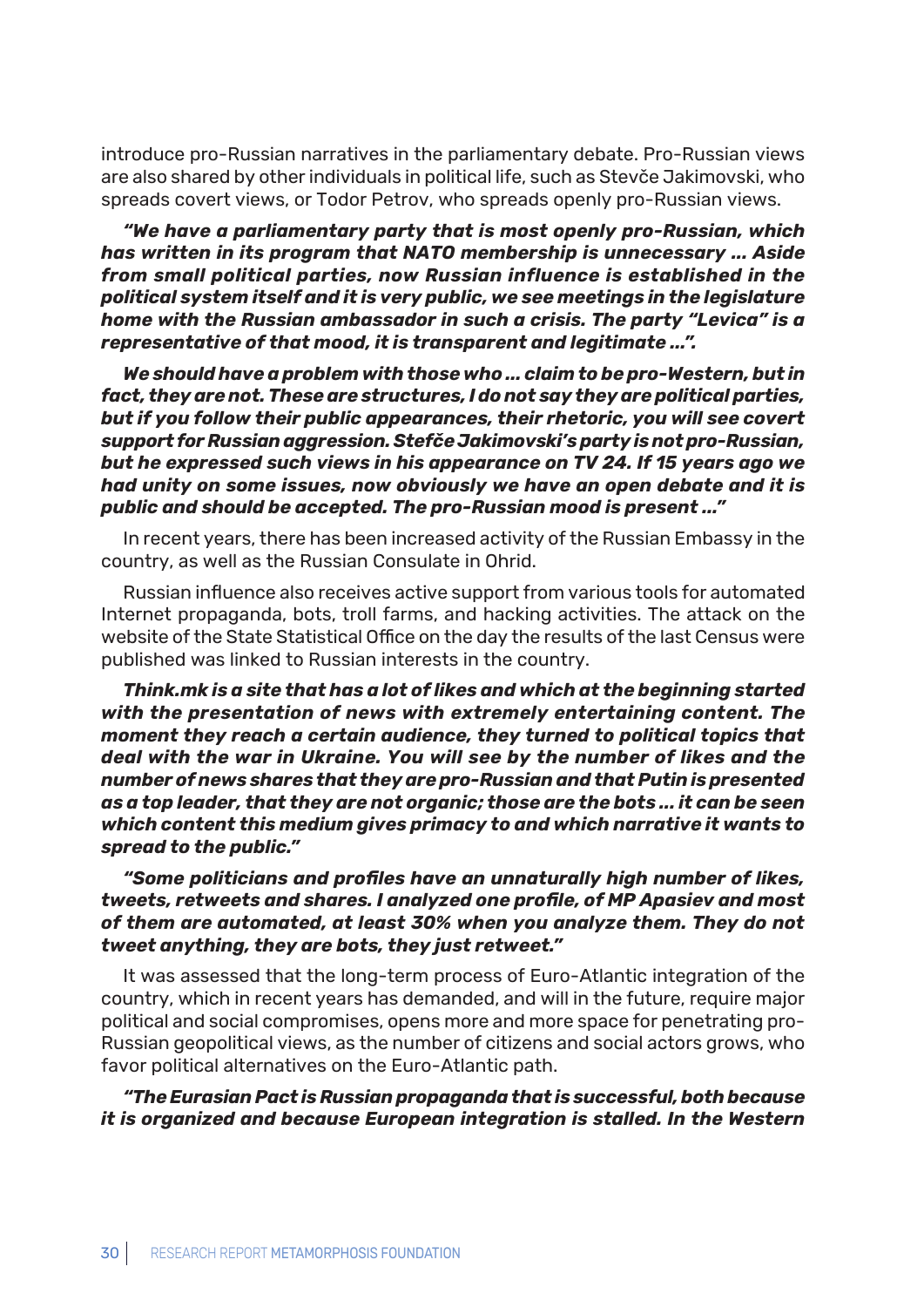introduce pro-Russian narratives in the parliamentary debate. Pro-Russian views are also shared by other individuals in political life, such as Stevče Jakimovski, who spreads covert views, or Todor Petrov, who spreads openly pro-Russian views.

***"We have a parliamentary party that is most openly pro-Russian, which has written in its program that NATO membership is unnecessary ... Aside from small political parties, now Russian influence is established in the political system itself and it is very public, we see meetings in the legislature home with the Russian ambassador in such a crisis. The party "Levica" is a representative of that mood, it is transparent and legitimate ...".***

***We should have a problem with those who ... claim to be pro-Western, but in fact, they are not. These are structures, I do not say they are political parties, but if you follow their public appearances, their rhetoric, you will see covert support for Russian aggression. Stefče Jakimovski's party is not pro-Russian, but he expressed such views in his appearance on TV 24. If 15 years ago we had unity on some issues, now obviously we have an open debate and it is public and should be accepted. The pro-Russian mood is present ..."***

In recent years, there has been increased activity of the Russian Embassy in the country, as well as the Russian Consulate in Ohrid.

Russian influence also receives active support from various tools for automated Internet propaganda, bots, troll farms, and hacking activities. The attack on the website of the State Statistical Office on the day the results of the last Census were published was linked to Russian interests in the country.

***Think.mk is a site that has a lot of likes and which at the beginning started with the presentation of news with extremely entertaining content. The moment they reach a certain audience, they turned to political topics that deal with the war in Ukraine. You will see by the number of likes and the number of news shares that they are pro-Russian and that Putin is presented as a top leader, that they are not organic; those are the bots ... it can be seen which content this medium gives primacy to and which narrative it wants to spread to the public."***

***"Some politicians and profiles have an unnaturally high number of likes, tweets, retweets and shares. I analyzed one profile, of MP Apasiev and most of them are automated, at least 30% when you analyze them. They do not tweet anything, they are bots, they just retweet."***

It was assessed that the long-term process of Euro-Atlantic integration of the country, which in recent years has demanded, and will in the future, require major political and social compromises, opens more and more space for penetrating pro-Russian geopolitical views, as the number of citizens and social actors grows, who favor political alternatives on the Euro-Atlantic path.

***"The Eurasian Pact is Russian propaganda that is successful, both because it is organized and because European integration is stalled. In the Western***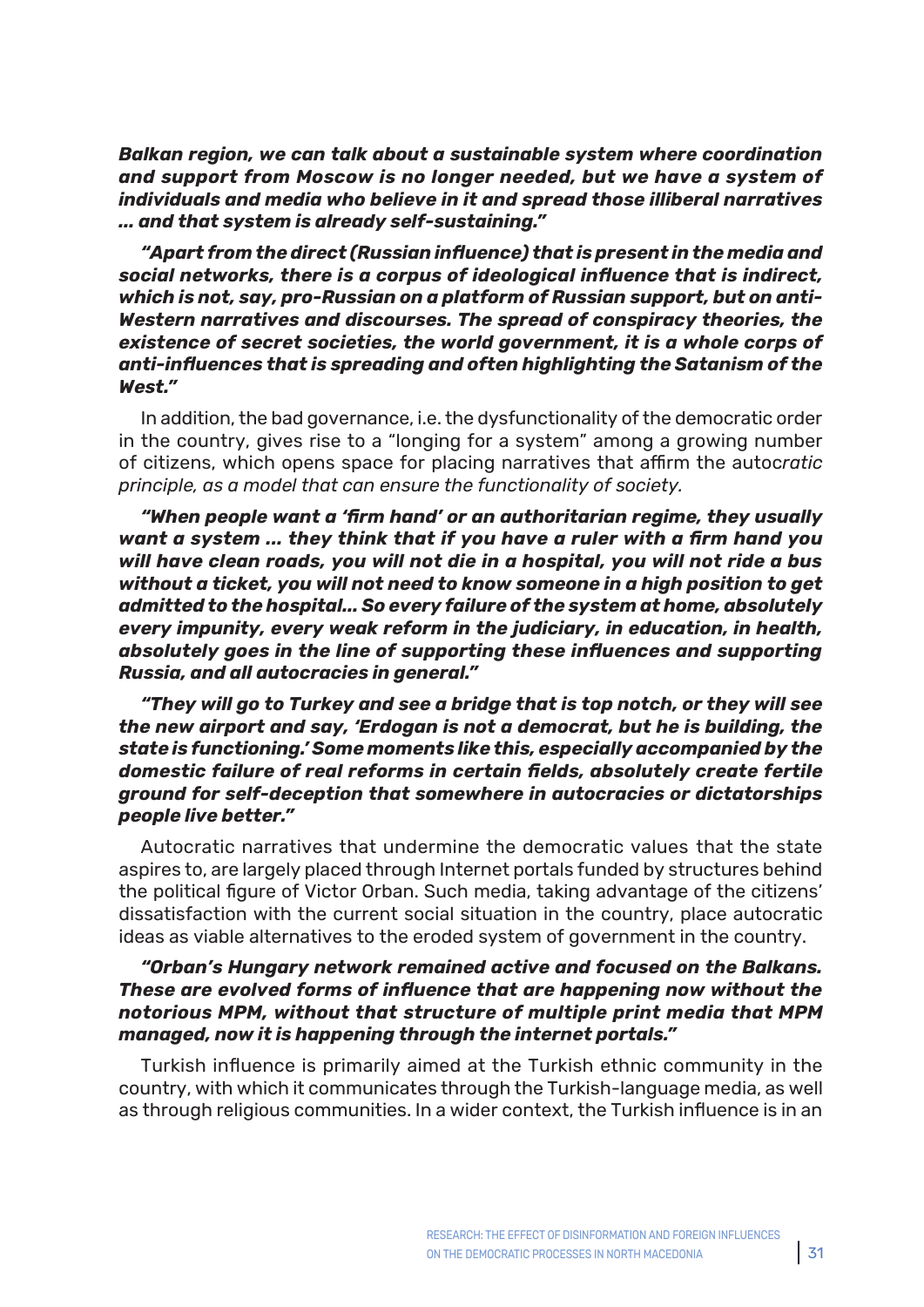***Balkan region, we can talk about a sustainable system where coordination and support from Moscow is no longer needed, but we have a system of individuals and media who believe in it and spread those illiberal narratives ... and that system is already self-sustaining."***

***"Apart from the direct (Russian influence) that is present in the media and social networks, there is a corpus of ideological influence that is indirect, which is not, say, pro-Russian on a platform of Russian support, but on anti-Western narratives and discourses. The spread of conspiracy theories, the existence of secret societies, the world government, it is a whole corps of anti-influences that is spreading and often highlighting the Satanism of the West."***

In addition, the bad governance, i.e. the dysfunctionality of the democratic order in the country, gives rise to a "longing for a system" among a growing number of citizens, which opens space for placing narratives that affirm the autoc*ratic principle, as a model that can ensure the functionality of society.*

***"When people want a 'firm hand' or an authoritarian regime, they usually want a system ... they think that if you have a ruler with a firm hand you will have clean roads, you will not die in a hospital, you will not ride a bus without a ticket, you will not need to know someone in a high position to get admitted to the hospital... So every failure of the system at home, absolutely every impunity, every weak reform in the judiciary, in education, in health, absolutely goes in the line of supporting these influences and supporting Russia, and all autocracies in general."***

***"They will go to Turkey and see a bridge that is top notch, or they will see the new airport and say, 'Erdogan is not a democrat, but he is building, the state is functioning.' Some moments like this, especially accompanied by the domestic failure of real reforms in certain fields, absolutely create fertile ground for self-deception that somewhere in autocracies or dictatorships people live better."***

Autocratic narratives that undermine the democratic values that the state aspires to, are largely placed through Internet portals funded by structures behind the political figure of Victor Orban. Such media, taking advantage of the citizens' dissatisfaction with the current social situation in the country, place autocratic ideas as viable alternatives to the eroded system of government in the country.

***"Orban's Hungary network remained active and focused on the Balkans. These are evolved forms of influence that are happening now without the notorious MPM, without that structure of multiple print media that MPM managed, now it is happening through the internet portals."***

Turkish influence is primarily aimed at the Turkish ethnic community in the country, with which it communicates through the Turkish-language media, as well as through religious communities. In a wider context, the Turkish influence is in an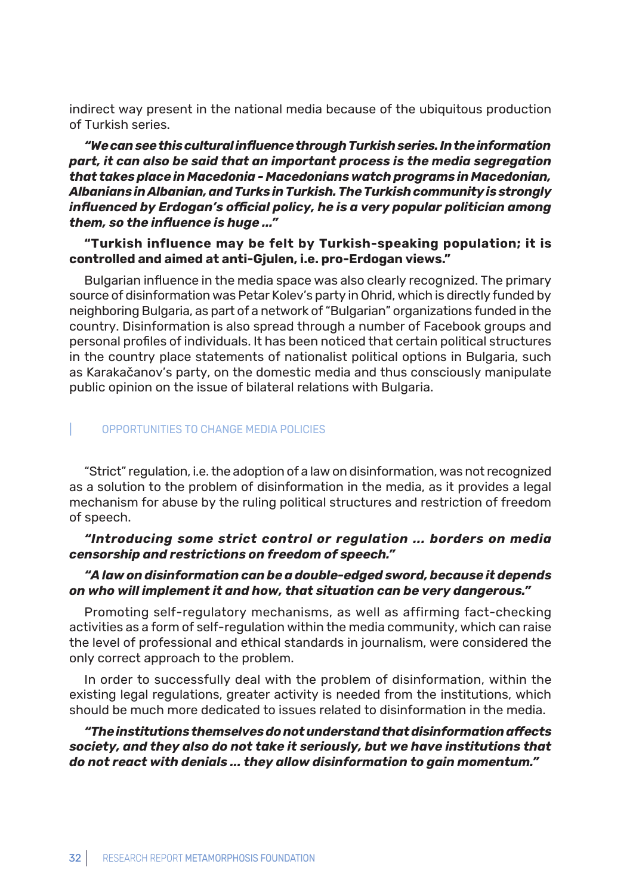indirect way present in the national media because of the ubiquitous production of Turkish series.

***"We can see this cultural influence through Turkish series. In the information part, it can also be said that an important process is the media segregation that takes place in Macedonia - Macedonians watch programs in Macedonian, Albanians in Albanian, and Turks in Turkish. The Turkish community is strongly influenced by Erdogan's official policy, he is a very popular politician among them, so the influence is huge ..."***

**"Turkish influence may be felt by Turkish-speaking population; it is controlled and aimed at anti-Gjulen, i.e. pro-Erdogan views."**

Bulgarian influence in the media space was also clearly recognized. The primary source of disinformation was Petar Kolev's party in Ohrid, which is directly funded by neighboring Bulgaria, as part of a network of "Bulgarian" organizations funded in the country. Disinformation is also spread through a number of Facebook groups and personal profiles of individuals. It has been noticed that certain political structures in the country place statements of nationalist political options in Bulgaria, such as Karakačanov's party, on the domestic media and thus consciously manipulate public opinion on the issue of bilateral relations with Bulgaria.

## OPPORTUNITIES TO CHANGE MEDIA POLICIES

"Strict" regulation, i.e. the adoption of a law on disinformation, was not recognized as a solution to the problem of disinformation in the media, as it provides a legal mechanism for abuse by the ruling political structures and restriction of freedom of speech.

***"Introducing some strict control or regulation ... borders on media censorship and restrictions on freedom of speech."***

***"A law on disinformation can be a double-edged sword, because it depends on who will implement it and how, that situation can be very dangerous."***

Promoting self-regulatory mechanisms, as well as affirming fact-checking activities as a form of self-regulation within the media community, which can raise the level of professional and ethical standards in journalism, were considered the only correct approach to the problem.

In order to successfully deal with the problem of disinformation, within the existing legal regulations, greater activity is needed from the institutions, which should be much more dedicated to issues related to disinformation in the media.

***"The institutions themselves do not understand that disinformation affects society, and they also do not take it seriously, but we have institutions that do not react with denials ... they allow disinformation to gain momentum."***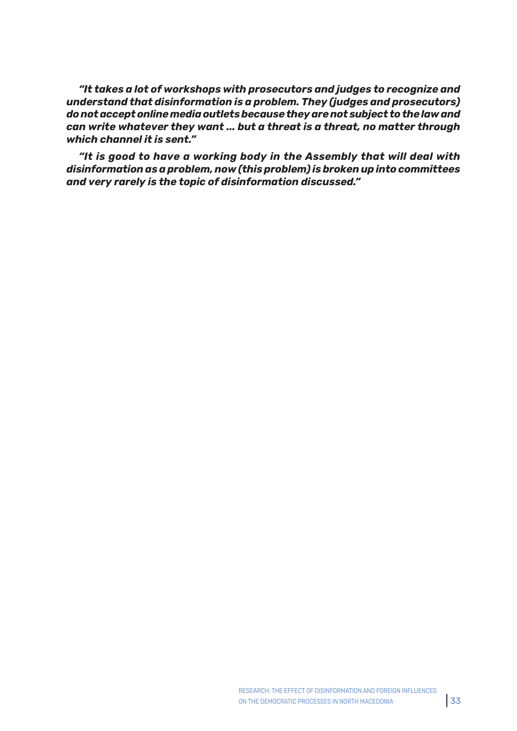***"It takes a lot of workshops with prosecutors and judges to recognize and understand that disinformation is a problem. They (judges and prosecutors) do not accept online media outlets because they are not subject to the law and can write whatever they want ... but a threat is a threat, no matter through which channel it is sent."***

***"It is good to have a working body in the Assembly that will deal with disinformation as a problem, now (this problem) is broken up into committees and very rarely is the topic of disinformation discussed."***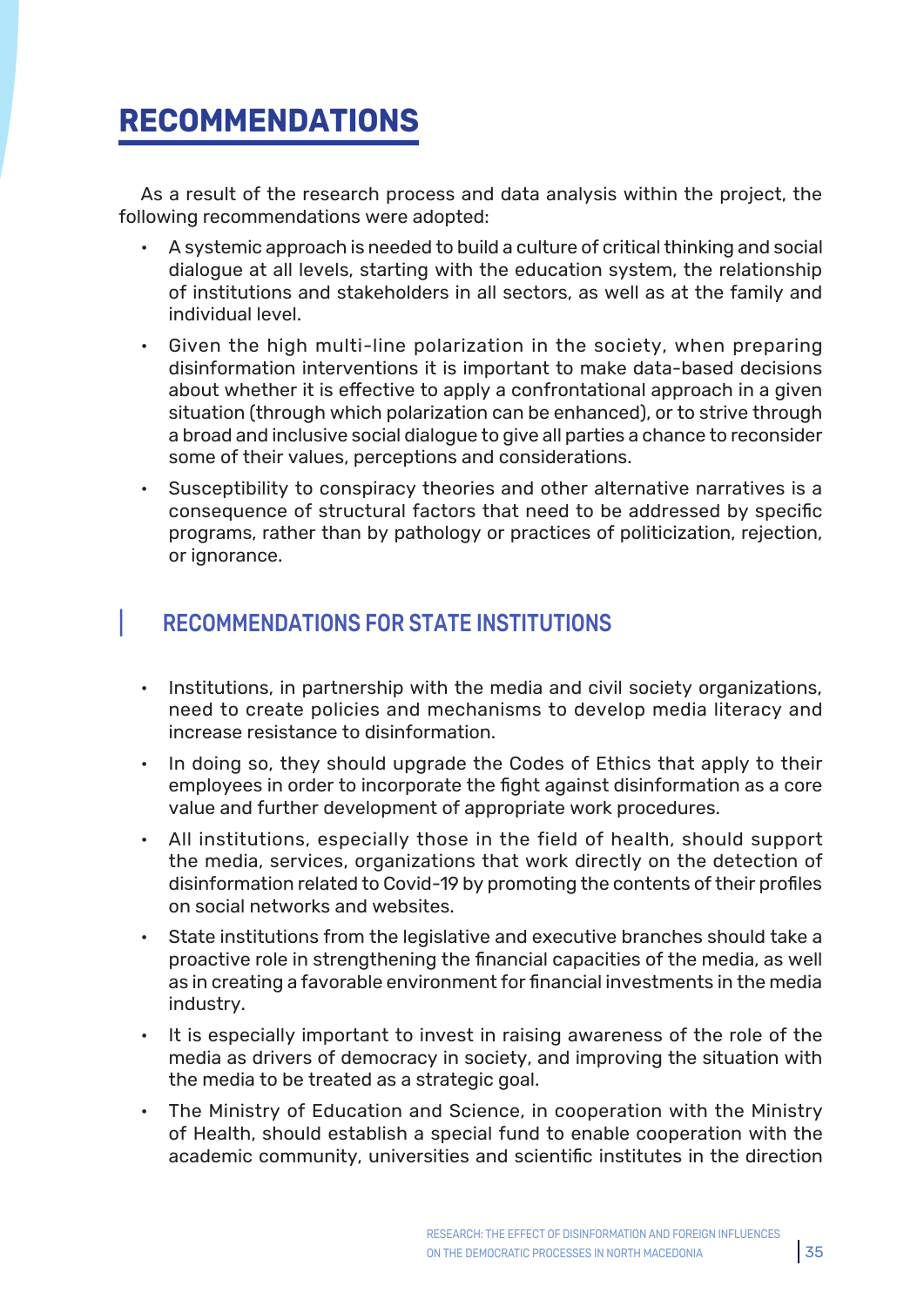# RECOMMENDATIONS

As a result of the research process and data analysis within the project, the following recommendations were adopted:

- A systemic approach is needed to build a culture of critical thinking and social dialogue at all levels, starting with the education system, the relationship of institutions and stakeholders in all sectors, as well as at the family and individual level.
- Given the high multi-line polarization in the society, when preparing disinformation interventions it is important to make data-based decisions about whether it is effective to apply a confrontational approach in a given situation (through which polarization can be enhanced), or to strive through a broad and inclusive social dialogue to give all parties a chance to reconsider some of their values, perceptions and considerations.
- Susceptibility to conspiracy theories and other alternative narratives is a consequence of structural factors that need to be addressed by specific programs, rather than by pathology or practices of politicization, rejection, or ignorance.

## RECOMMENDATIONS FOR STATE INSTITUTIONS

- Institutions, in partnership with the media and civil society organizations, need to create policies and mechanisms to develop media literacy and increase resistance to disinformation.
- In doing so, they should upgrade the Codes of Ethics that apply to their employees in order to incorporate the fight against disinformation as a core value and further development of appropriate work procedures.
- All institutions, especially those in the field of health, should support the media, services, organizations that work directly on the detection of disinformation related to Covid-19 by promoting the contents of their profiles on social networks and websites.
- State institutions from the legislative and executive branches should take a proactive role in strengthening the financial capacities of the media, as well as in creating a favorable environment for financial investments in the media industry.
- It is especially important to invest in raising awareness of the role of the media as drivers of democracy in society, and improving the situation with the media to be treated as a strategic goal.
- The Ministry of Education and Science, in cooperation with the Ministry of Health, should establish a special fund to enable cooperation with the academic community, universities and scientific institutes in the direction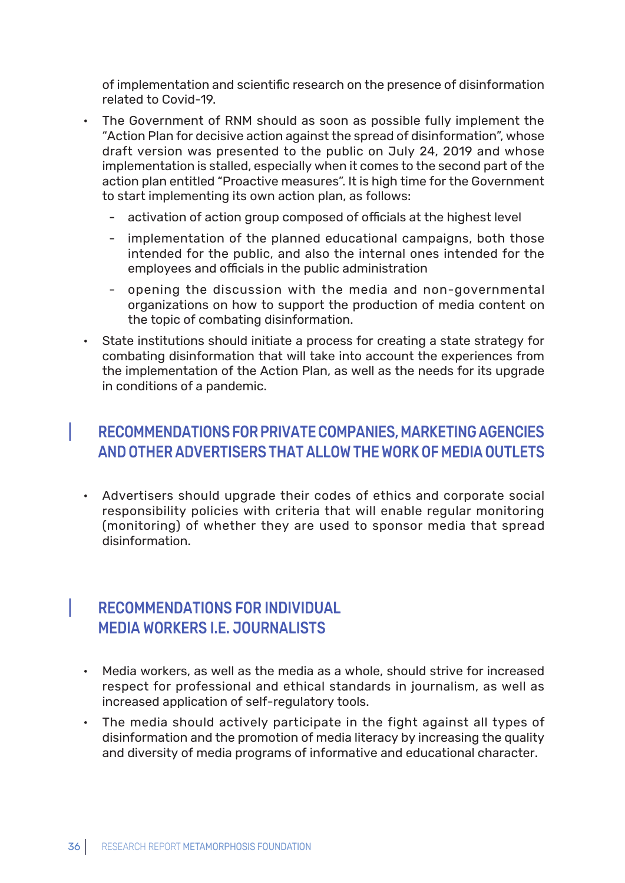of implementation and scientific research on the presence of disinformation related to Covid-19.

- The Government of RNM should as soon as possible fully implement the "Action Plan for decisive action against the spread of disinformation", whose draft version was presented to the public on July 24, 2019 and whose implementation is stalled, especially when it comes to the second part of the action plan entitled "Proactive measures". It is high time for the Government to start implementing its own action plan, as follows:
  - activation of action group composed of officials at the highest level
  - implementation of the planned educational campaigns, both those intended for the public, and also the internal ones intended for the employees and officials in the public administration
  - opening the discussion with the media and non-governmental organizations on how to support the production of media content on the topic of combating disinformation.
- State institutions should initiate a process for creating a state strategy for combating disinformation that will take into account the experiences from the implementation of the Action Plan, as well as the needs for its upgrade in conditions of a pandemic.

## RECOMMENDATIONS FOR PRIVATE COMPANIES, MARKETING AGENCIES AND OTHER ADVERTISERS THAT ALLOW THE WORK OF MEDIA OUTLETS

- Advertisers should upgrade their codes of ethics and corporate social responsibility policies with criteria that will enable regular monitoring (monitoring) of whether they are used to sponsor media that spread disinformation.

## RECOMMENDATIONS FOR INDIVIDUAL MEDIA WORKERS I.E. JOURNALISTS

- Media workers, as well as the media as a whole, should strive for increased respect for professional and ethical standards in journalism, as well as increased application of self-regulatory tools.
- The media should actively participate in the fight against all types of disinformation and the promotion of media literacy by increasing the quality and diversity of media programs of informative and educational character.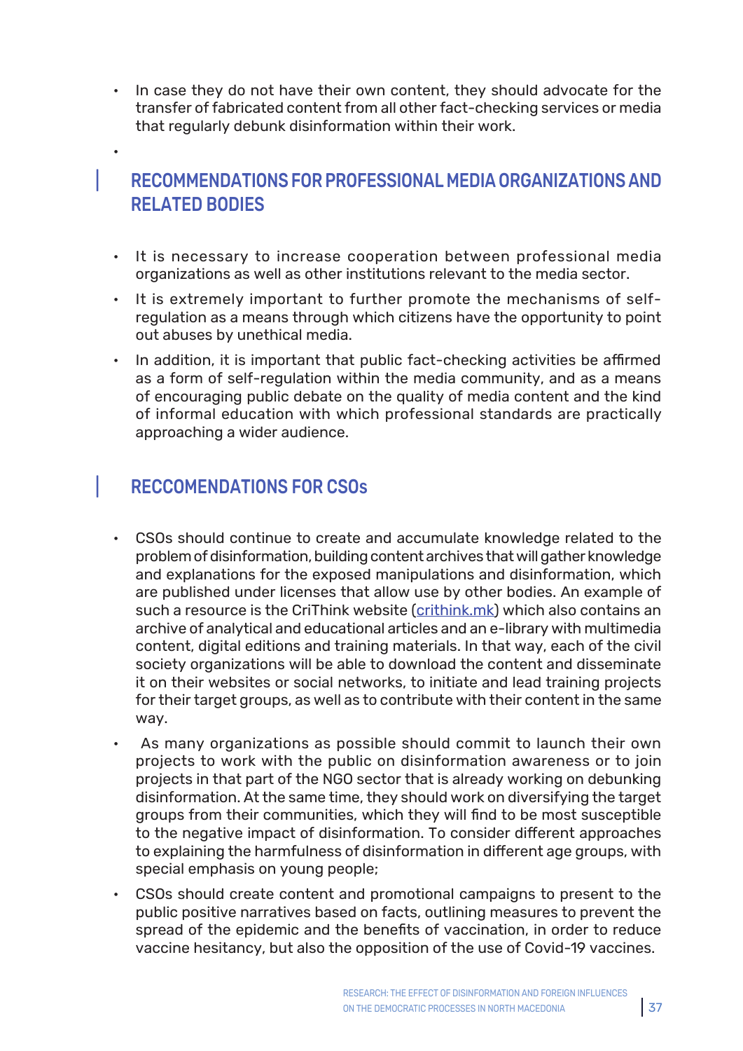- In case they do not have their own content, they should advocate for the transfer of fabricated content from all other fact-checking services or media that regularly debunk disinformation within their work.

## RECOMMENDATIONS FOR PROFESSIONAL MEDIA ORGANIZATIONS AND RELATED BODIES

- It is necessary to increase cooperation between professional media organizations as well as other institutions relevant to the media sector.
- It is extremely important to further promote the mechanisms of self-regulation as a means through which citizens have the opportunity to point out abuses by unethical media.
- In addition, it is important that public fact-checking activities be affirmed as a form of self-regulation within the media community, and as a means of encouraging public debate on the quality of media content and the kind of informal education with which professional standards are practically approaching a wider audience.

## RECCOMENDATIONS FOR CSOs

- CSOs should continue to create and accumulate knowledge related to the problem of disinformation, building content archives that will gather knowledge and explanations for the exposed manipulations and disinformation, which are published under licenses that allow use by other bodies. An example of such a resource is the CriThink website (crithink.mk) which also contains an archive of analytical and educational articles and an e-library with multimedia content, digital editions and training materials. In that way, each of the civil society organizations will be able to download the content and disseminate it on their websites or social networks, to initiate and lead training projects for their target groups, as well as to contribute with their content in the same way.
- As many organizations as possible should commit to launch their own projects to work with the public on disinformation awareness or to join projects in that part of the NGO sector that is already working on debunking disinformation. At the same time, they should work on diversifying the target groups from their communities, which they will find to be most susceptible to the negative impact of disinformation. To consider different approaches to explaining the harmfulness of disinformation in different age groups, with special emphasis on young people;
- CSOs should create content and promotional campaigns to present to the public positive narratives based on facts, outlining measures to prevent the spread of the epidemic and the benefits of vaccination, in order to reduce vaccine hesitancy, but also the opposition of the use of Covid-19 vaccines.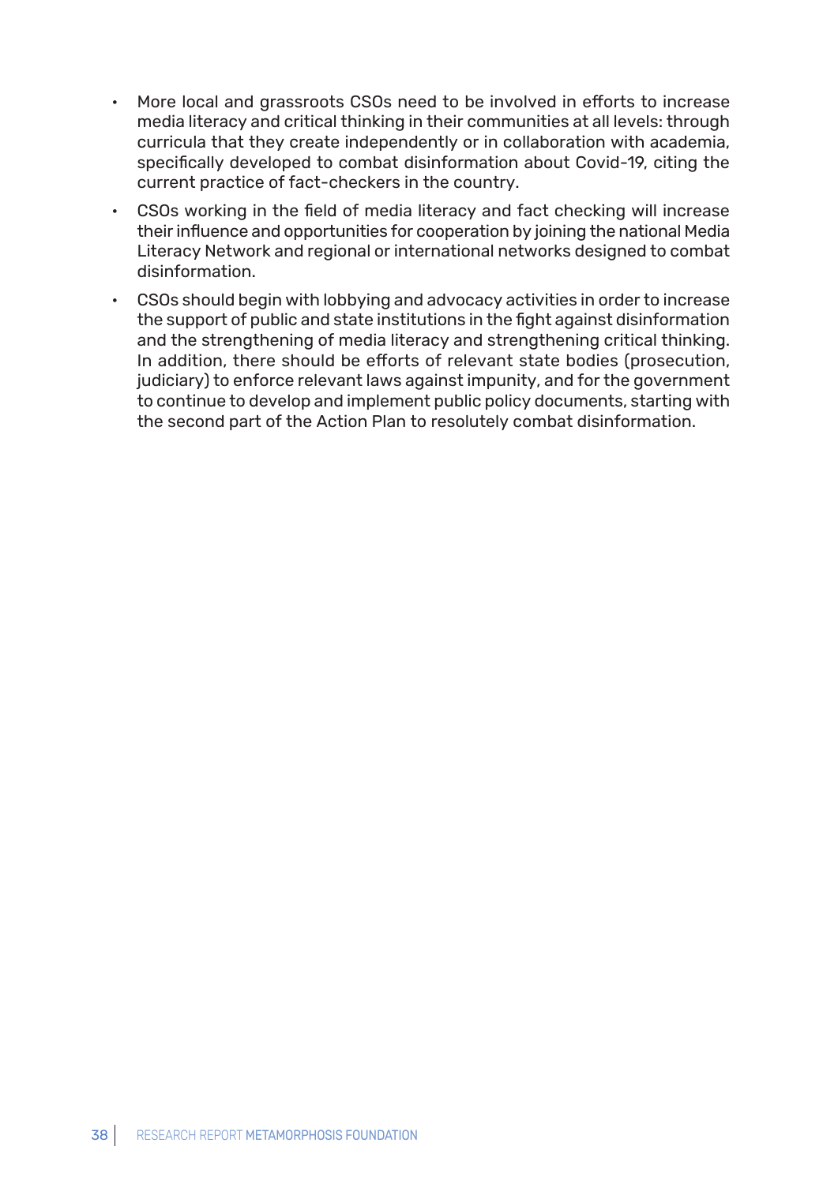- More local and grassroots CSOs need to be involved in efforts to increase media literacy and critical thinking in their communities at all levels: through curricula that they create independently or in collaboration with academia, specifically developed to combat disinformation about Covid-19, citing the current practice of fact-checkers in the country.
- CSOs working in the field of media literacy and fact checking will increase their influence and opportunities for cooperation by joining the national Media Literacy Network and regional or international networks designed to combat disinformation.
- CSOs should begin with lobbying and advocacy activities in order to increase the support of public and state institutions in the fight against disinformation and the strengthening of media literacy and strengthening critical thinking. In addition, there should be efforts of relevant state bodies (prosecution, judiciary) to enforce relevant laws against impunity, and for the government to continue to develop and implement public policy documents, starting with the second part of the Action Plan to resolutely combat disinformation.